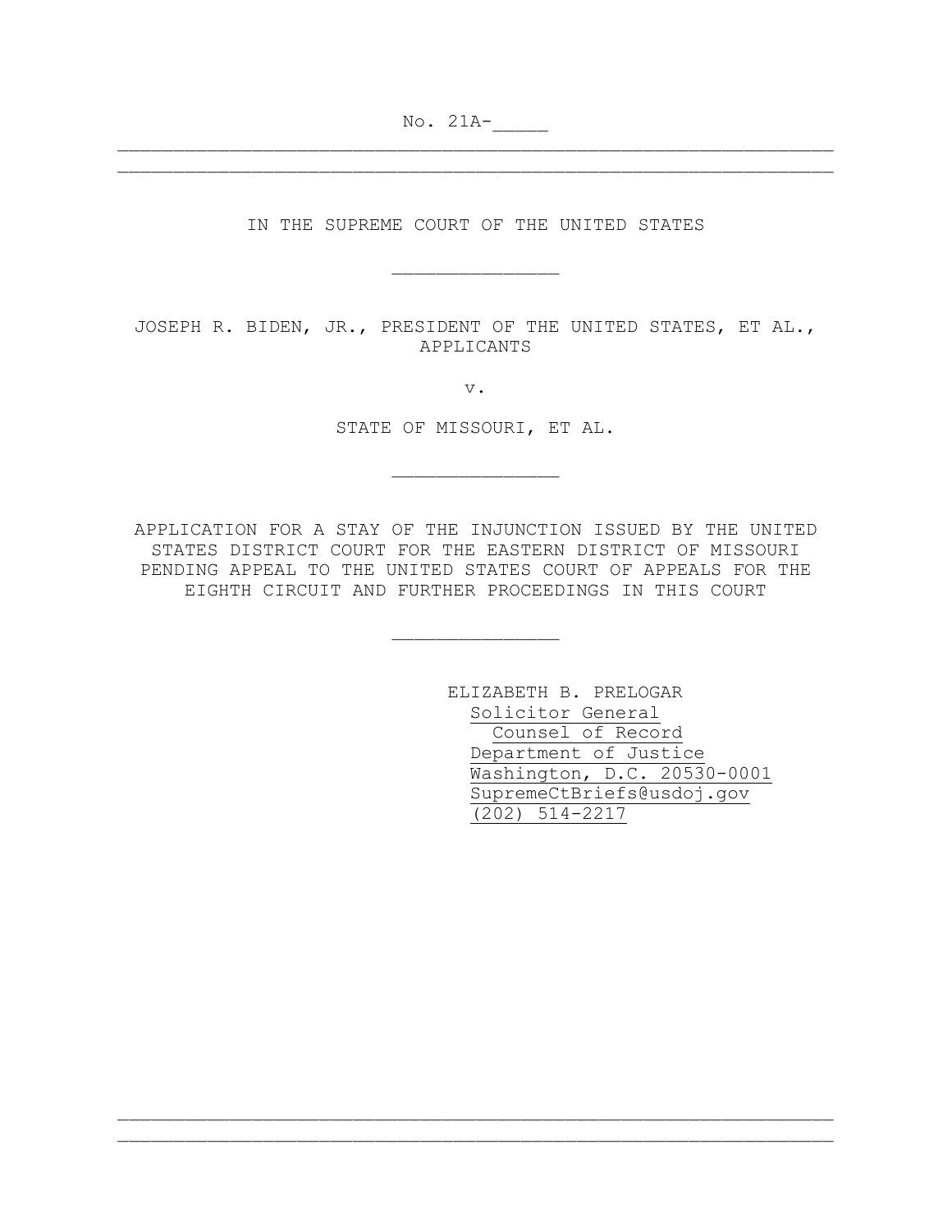No. 21A-_____

---

IN THE SUPREME COURT OF THE UNITED STATES

_______________

JOSEPH R. BIDEN, JR., PRESIDENT OF THE UNITED STATES, ET AL., APPLICANTS

v.

STATE OF MISSOURI, ET AL.

_______________

APPLICATION FOR A STAY OF THE INJUNCTION ISSUED BY THE UNITED STATES DISTRICT COURT FOR THE EASTERN DISTRICT OF MISSOURI PENDING APPEAL TO THE UNITED STATES COURT OF APPEALS FOR THE EIGHTH CIRCUIT AND FURTHER PROCEEDINGS IN THIS COURT

_______________

ELIZABETH B. PRELOGAR
Solicitor General
Counsel of Record
Department of Justice
Washington, D.C. 20530-0001
SupremeCtBriefs@usdoj.gov
(202) 514-2217

---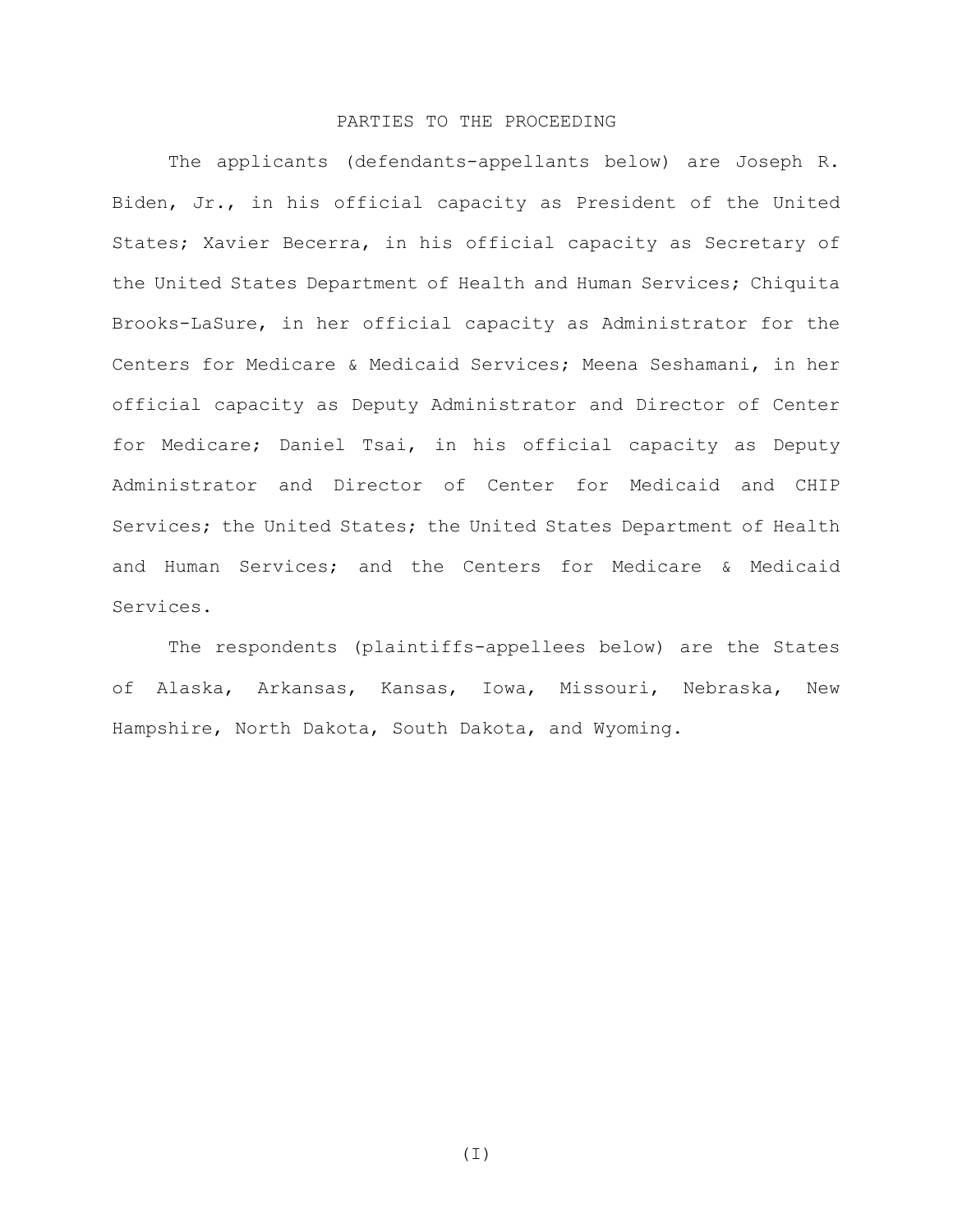## PARTIES TO THE PROCEEDING

The applicants (defendants-appellants below) are Joseph R. Biden, Jr., in his official capacity as President of the United States; Xavier Becerra, in his official capacity as Secretary of the United States Department of Health and Human Services; Chiquita Brooks-LaSure, in her official capacity as Administrator for the Centers for Medicare & Medicaid Services; Meena Seshamani, in her official capacity as Deputy Administrator and Director of Center for Medicare; Daniel Tsai, in his official capacity as Deputy Administrator and Director of Center for Medicaid and CHIP Services; the United States; the United States Department of Health and Human Services; and the Centers for Medicare & Medicaid Services.

The respondents (plaintiffs-appellees below) are the States of Alaska, Arkansas, Kansas, Iowa, Missouri, Nebraska, New Hampshire, North Dakota, South Dakota, and Wyoming.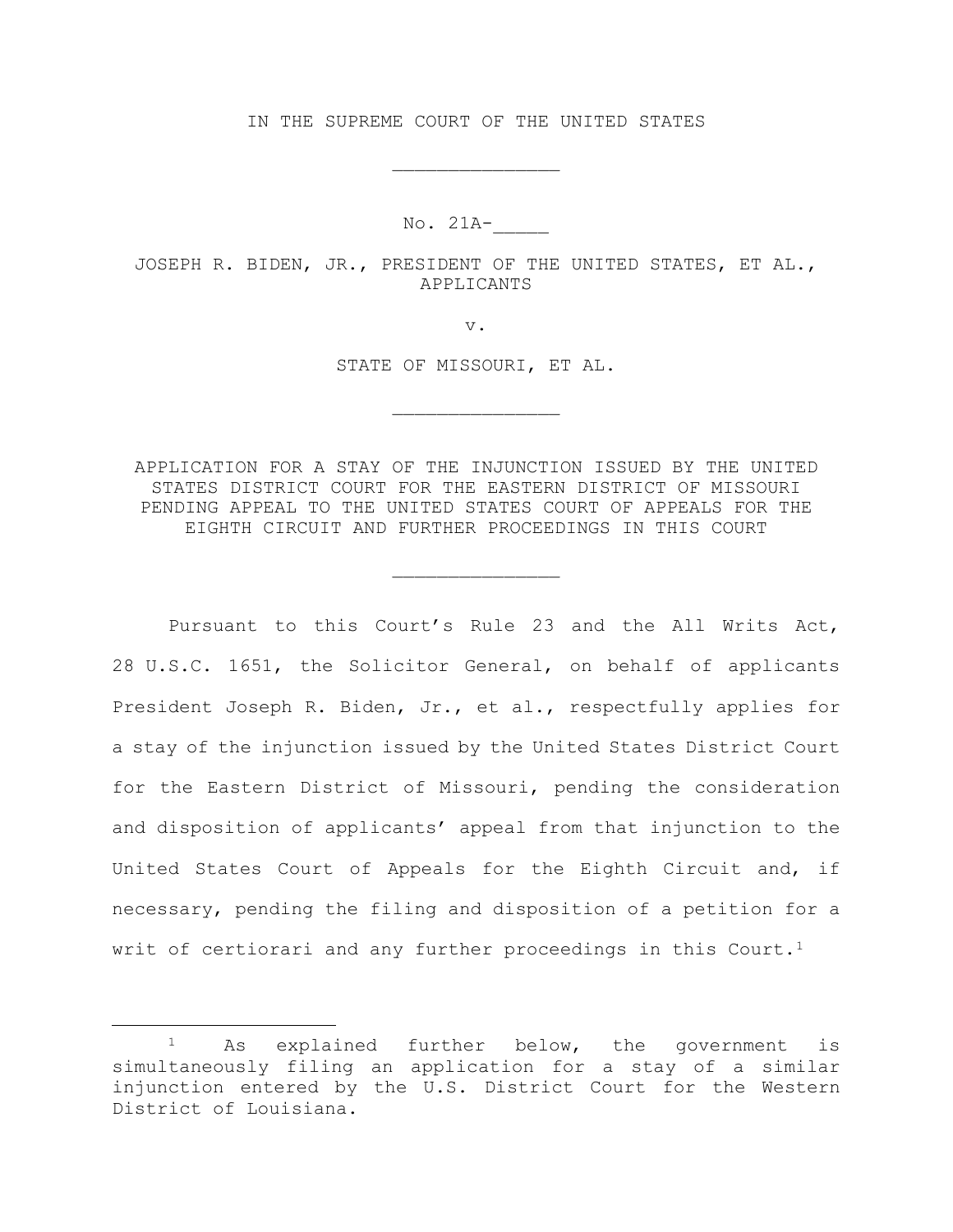IN THE SUPREME COURT OF THE UNITED STATES

_______________

No. 21A-_____

JOSEPH R. BIDEN, JR., PRESIDENT OF THE UNITED STATES, ET AL., APPLICANTS

v.

STATE OF MISSOURI, ET AL.

_______________

APPLICATION FOR A STAY OF THE INJUNCTION ISSUED BY THE UNITED STATES DISTRICT COURT FOR THE EASTERN DISTRICT OF MISSOURI PENDING APPEAL TO THE UNITED STATES COURT OF APPEALS FOR THE EIGHTH CIRCUIT AND FURTHER PROCEEDINGS IN THIS COURT

_______________

Pursuant to this Court's Rule 23 and the All Writs Act, 28 U.S.C. 1651, the Solicitor General, on behalf of applicants President Joseph R. Biden, Jr., et al., respectfully applies for a stay of the injunction issued by the United States District Court for the Eastern District of Missouri, pending the consideration and disposition of applicants' appeal from that injunction to the United States Court of Appeals for the Eighth Circuit and, if necessary, pending the filing and disposition of a petition for a writ of certiorari and any further proceedings in this Court.[1]

[1] As explained further below, the government is simultaneously filing an application for a stay of a similar injunction entered by the U.S. District Court for the Western District of Louisiana.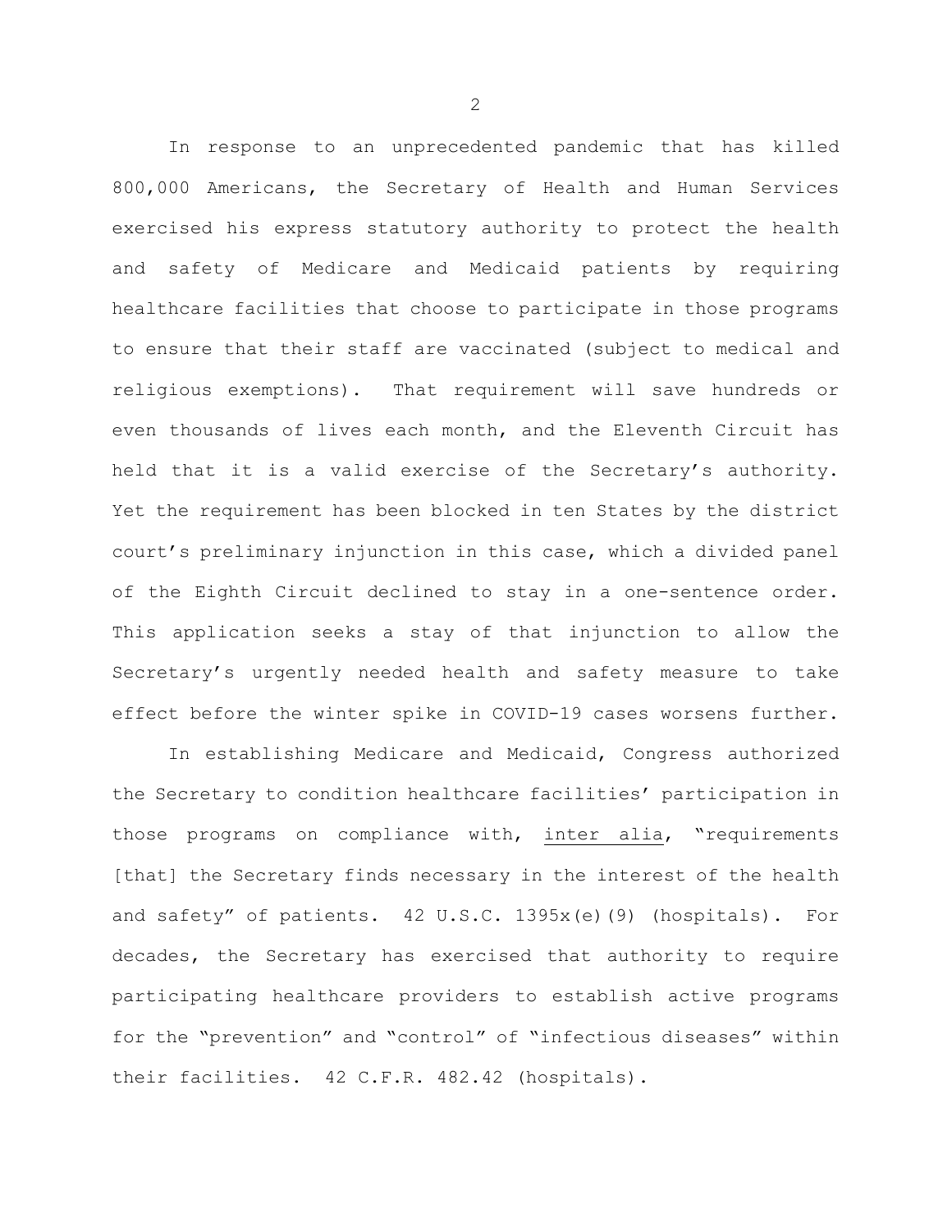In response to an unprecedented pandemic that has killed 800,000 Americans, the Secretary of Health and Human Services exercised his express statutory authority to protect the health and safety of Medicare and Medicaid patients by requiring healthcare facilities that choose to participate in those programs to ensure that their staff are vaccinated (subject to medical and religious exemptions). That requirement will save hundreds or even thousands of lives each month, and the Eleventh Circuit has held that it is a valid exercise of the Secretary's authority. Yet the requirement has been blocked in ten States by the district court's preliminary injunction in this case, which a divided panel of the Eighth Circuit declined to stay in a one-sentence order. This application seeks a stay of that injunction to allow the Secretary's urgently needed health and safety measure to take effect before the winter spike in COVID-19 cases worsens further.

In establishing Medicare and Medicaid, Congress authorized the Secretary to condition healthcare facilities' participation in those programs on compliance with, inter alia, "requirements [that] the Secretary finds necessary in the interest of the health and safety" of patients. 42 U.S.C. 1395x(e)(9) (hospitals). For decades, the Secretary has exercised that authority to require participating healthcare providers to establish active programs for the "prevention" and "control" of "infectious diseases" within their facilities. 42 C.F.R. 482.42 (hospitals).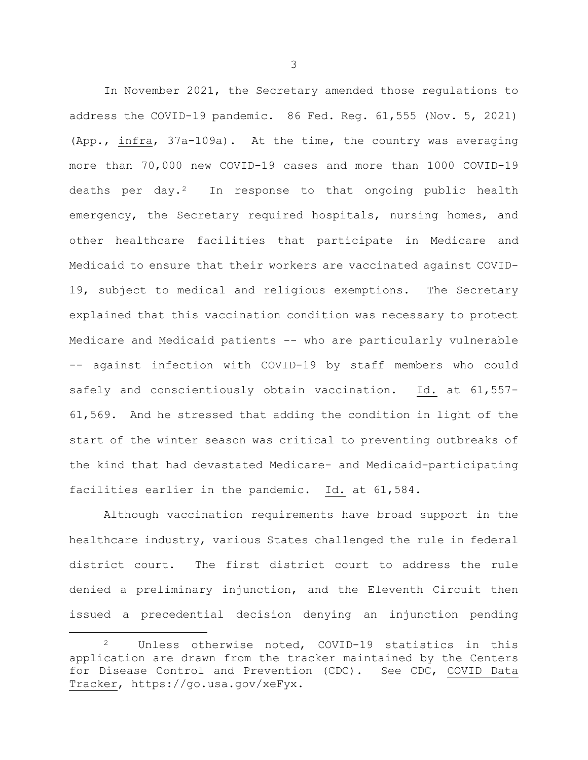In November 2021, the Secretary amended those regulations to address the COVID-19 pandemic. 86 Fed. Reg. 61,555 (Nov. 5, 2021) (App., _infra_, 37a-109a). At the time, the country was averaging more than 70,000 new COVID-19 cases and more than 1000 COVID-19 deaths per day.[2] In response to that ongoing public health emergency, the Secretary required hospitals, nursing homes, and other healthcare facilities that participate in Medicare and Medicaid to ensure that their workers are vaccinated against COVID-19, subject to medical and religious exemptions. The Secretary explained that this vaccination condition was necessary to protect Medicare and Medicaid patients -- who are particularly vulnerable -- against infection with COVID-19 by staff members who could safely and conscientiously obtain vaccination. _Id._ at 61,557-61,569. And he stressed that adding the condition in light of the start of the winter season was critical to preventing outbreaks of the kind that had devastated Medicare- and Medicaid-participating facilities earlier in the pandemic. _Id._ at 61,584.

Although vaccination requirements have broad support in the healthcare industry, various States challenged the rule in federal district court. The first district court to address the rule denied a preliminary injunction, and the Eleventh Circuit then issued a precedential decision denying an injunction pending

---

[2] Unless otherwise noted, COVID-19 statistics in this application are drawn from the tracker maintained by the Centers for Disease Control and Prevention (CDC). See CDC, _COVID Data Tracker_, https://go.usa.gov/xeFyx.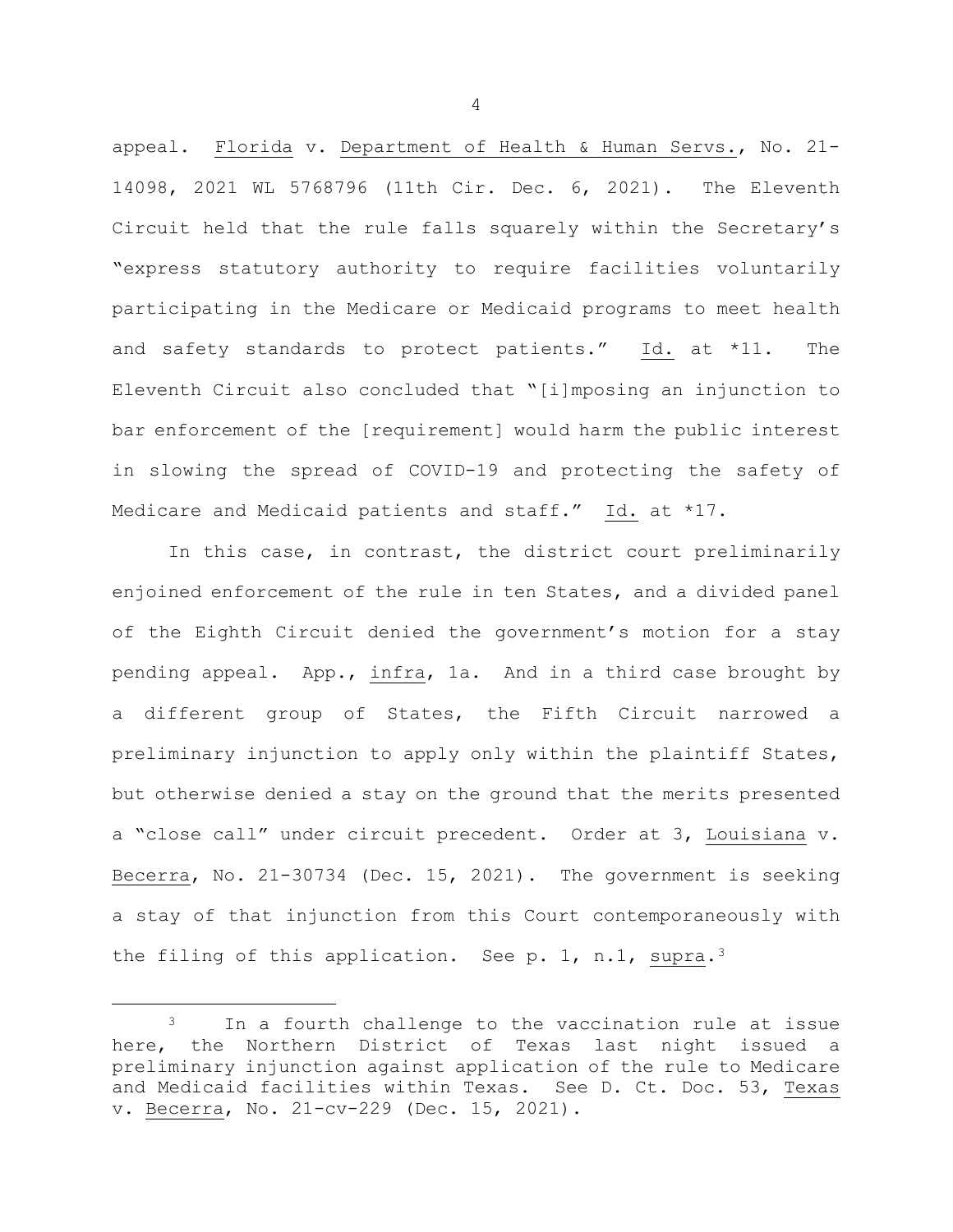appeal. Florida v. Department of Health & Human Servs., No. 21-14098, 2021 WL 5768796 (11th Cir. Dec. 6, 2021). The Eleventh Circuit held that the rule falls squarely within the Secretary's "express statutory authority to require facilities voluntarily participating in the Medicare or Medicaid programs to meet health and safety standards to protect patients." Id. at *11. The Eleventh Circuit also concluded that "[i]mposing an injunction to bar enforcement of the [requirement] would harm the public interest in slowing the spread of COVID-19 and protecting the safety of Medicare and Medicaid patients and staff." Id. at *17.

In this case, in contrast, the district court preliminarily enjoined enforcement of the rule in ten States, and a divided panel of the Eighth Circuit denied the government's motion for a stay pending appeal. App., infra, 1a. And in a third case brought by a different group of States, the Fifth Circuit narrowed a preliminary injunction to apply only within the plaintiff States, but otherwise denied a stay on the ground that the merits presented a "close call" under circuit precedent. Order at 3, Louisiana v. Becerra, No. 21-30734 (Dec. 15, 2021). The government is seeking a stay of that injunction from this Court contemporaneously with the filing of this application. See p. 1, n.1, supra.[3]

---

[3] In a fourth challenge to the vaccination rule at issue here, the Northern District of Texas last night issued a preliminary injunction against application of the rule to Medicare and Medicaid facilities within Texas. See D. Ct. Doc. 53, Texas v. Becerra, No. 21-cv-229 (Dec. 15, 2021).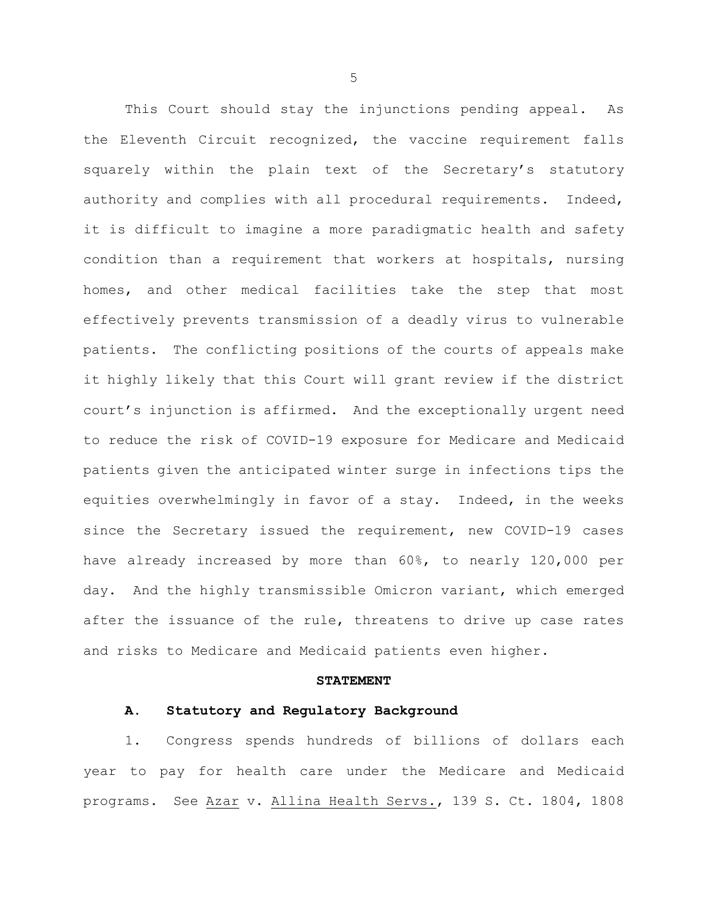This Court should stay the injunctions pending appeal. As the Eleventh Circuit recognized, the vaccine requirement falls squarely within the plain text of the Secretary's statutory authority and complies with all procedural requirements. Indeed, it is difficult to imagine a more paradigmatic health and safety condition than a requirement that workers at hospitals, nursing homes, and other medical facilities take the step that most effectively prevents transmission of a deadly virus to vulnerable patients. The conflicting positions of the courts of appeals make it highly likely that this Court will grant review if the district court's injunction is affirmed. And the exceptionally urgent need to reduce the risk of COVID-19 exposure for Medicare and Medicaid patients given the anticipated winter surge in infections tips the equities overwhelmingly in favor of a stay. Indeed, in the weeks since the Secretary issued the requirement, new COVID-19 cases have already increased by more than 60%, to nearly 120,000 per day. And the highly transmissible Omicron variant, which emerged after the issuance of the rule, threatens to drive up case rates and risks to Medicare and Medicaid patients even higher.

## STATEMENT

### A. Statutory and Regulatory Background

1. Congress spends hundreds of billions of dollars each year to pay for health care under the Medicare and Medicaid programs. See Azar v. Allina Health Servs., 139 S. Ct. 1804, 1808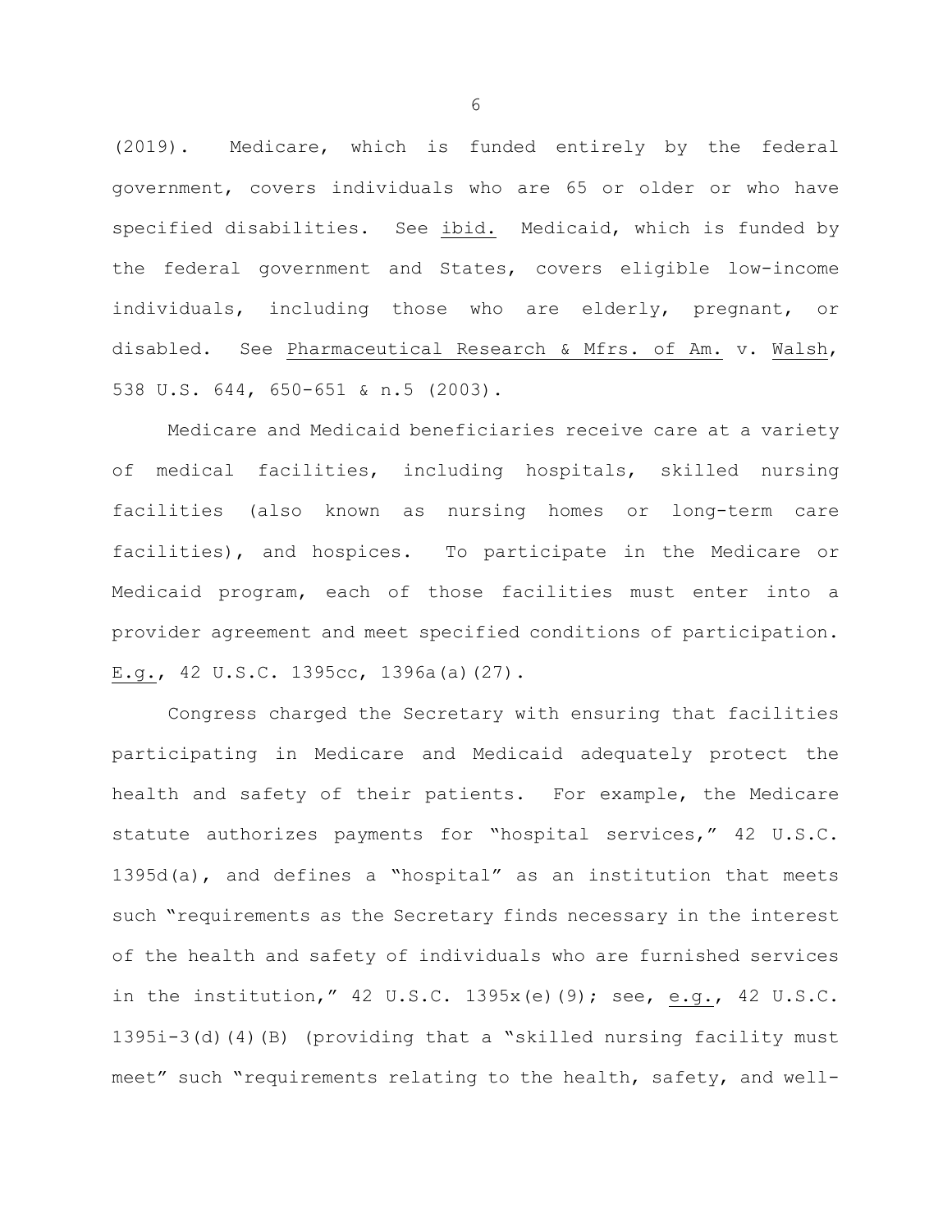(2019). Medicare, which is funded entirely by the federal government, covers individuals who are 65 or older or who have specified disabilities. See ibid. Medicaid, which is funded by the federal government and States, covers eligible low-income individuals, including those who are elderly, pregnant, or disabled. See Pharmaceutical Research & Mfrs. of Am. v. Walsh, 538 U.S. 644, 650-651 & n.5 (2003).

Medicare and Medicaid beneficiaries receive care at a variety of medical facilities, including hospitals, skilled nursing facilities (also known as nursing homes or long-term care facilities), and hospices. To participate in the Medicare or Medicaid program, each of those facilities must enter into a provider agreement and meet specified conditions of participation. E.g., 42 U.S.C. 1395cc, 1396a(a)(27).

Congress charged the Secretary with ensuring that facilities participating in Medicare and Medicaid adequately protect the health and safety of their patients. For example, the Medicare statute authorizes payments for "hospital services," 42 U.S.C. 1395d(a), and defines a "hospital" as an institution that meets such "requirements as the Secretary finds necessary in the interest of the health and safety of individuals who are furnished services in the institution," 42 U.S.C. 1395x(e)(9); see, e.g., 42 U.S.C. 1395i-3(d)(4)(B) (providing that a "skilled nursing facility must meet" such "requirements relating to the health, safety, and well-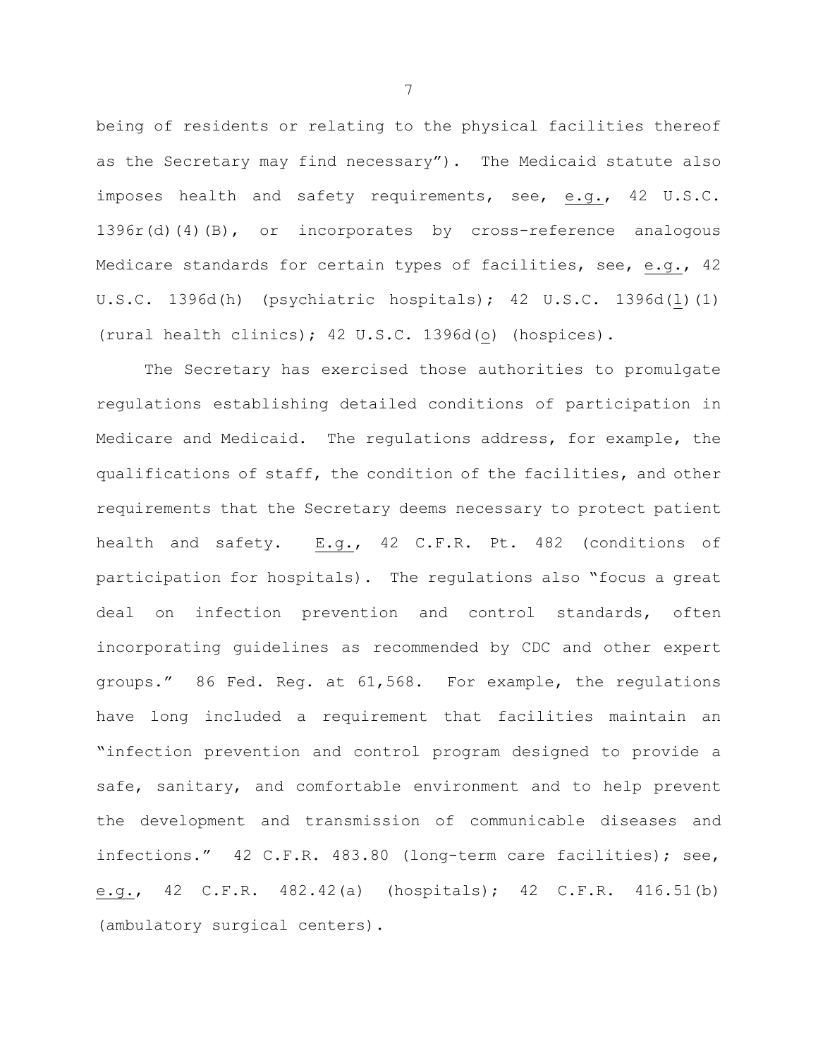being of residents or relating to the physical facilities thereof as the Secretary may find necessary"). The Medicaid statute also imposes health and safety requirements, see, e.g., 42 U.S.C. 1396r(d)(4)(B), or incorporates by cross-reference analogous Medicare standards for certain types of facilities, see, e.g., 42 U.S.C. 1396d(h) (psychiatric hospitals); 42 U.S.C. 1396d(l)(1) (rural health clinics); 42 U.S.C. 1396d(o) (hospices).

The Secretary has exercised those authorities to promulgate regulations establishing detailed conditions of participation in Medicare and Medicaid. The regulations address, for example, the qualifications of staff, the condition of the facilities, and other requirements that the Secretary deems necessary to protect patient health and safety. E.g., 42 C.F.R. Pt. 482 (conditions of participation for hospitals). The regulations also "focus a great deal on infection prevention and control standards, often incorporating guidelines as recommended by CDC and other expert groups." 86 Fed. Reg. at 61,568. For example, the regulations have long included a requirement that facilities maintain an "infection prevention and control program designed to provide a safe, sanitary, and comfortable environment and to help prevent the development and transmission of communicable diseases and infections." 42 C.F.R. 483.80 (long-term care facilities); see, e.g., 42 C.F.R. 482.42(a) (hospitals); 42 C.F.R. 416.51(b) (ambulatory surgical centers).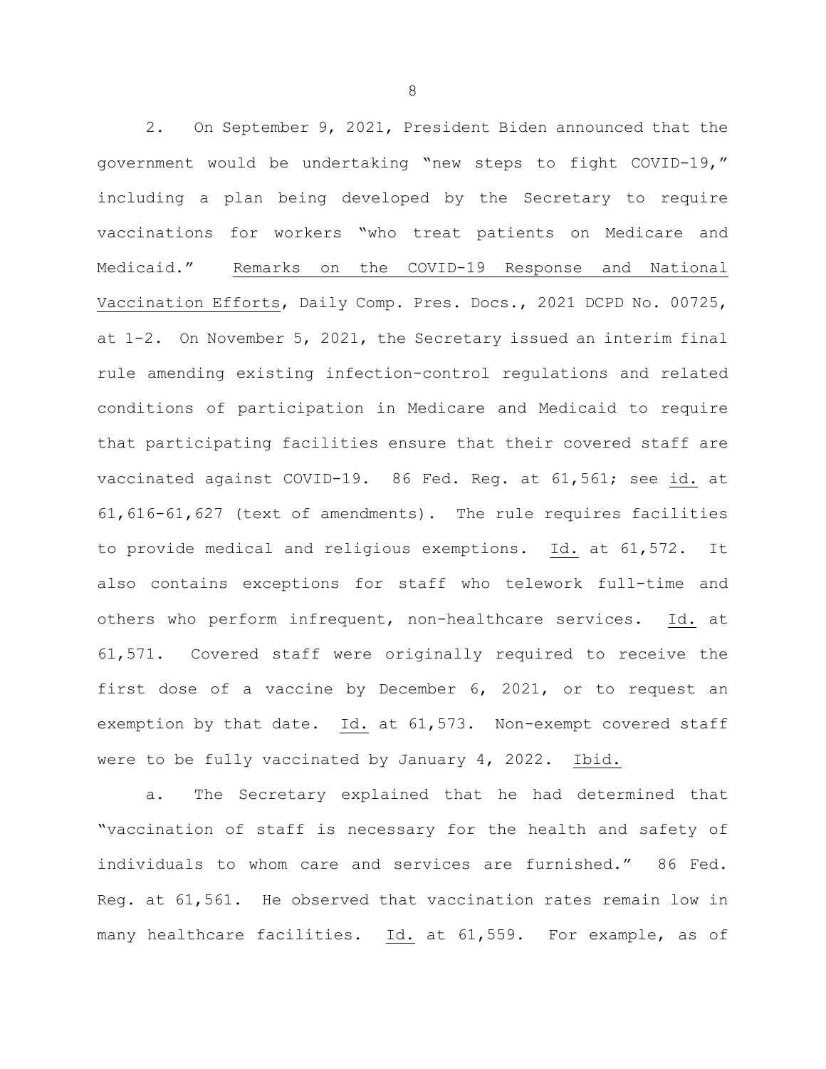2. On September 9, 2021, President Biden announced that the government would be undertaking "new steps to fight COVID-19," including a plan being developed by the Secretary to require vaccinations for workers "who treat patients on Medicare and Medicaid." Remarks on the COVID-19 Response and National Vaccination Efforts, Daily Comp. Pres. Docs., 2021 DCPD No. 00725, at 1-2. On November 5, 2021, the Secretary issued an interim final rule amending existing infection-control regulations and related conditions of participation in Medicare and Medicaid to require that participating facilities ensure that their covered staff are vaccinated against COVID-19. 86 Fed. Reg. at 61,561; see id. at 61,616-61,627 (text of amendments). The rule requires facilities to provide medical and religious exemptions. Id. at 61,572. It also contains exceptions for staff who telework full-time and others who perform infrequent, non-healthcare services. Id. at 61,571. Covered staff were originally required to receive the first dose of a vaccine by December 6, 2021, or to request an exemption by that date. Id. at 61,573. Non-exempt covered staff were to be fully vaccinated by January 4, 2022. Ibid.

a. The Secretary explained that he had determined that "vaccination of staff is necessary for the health and safety of individuals to whom care and services are furnished." 86 Fed. Reg. at 61,561. He observed that vaccination rates remain low in many healthcare facilities. Id. at 61,559. For example, as of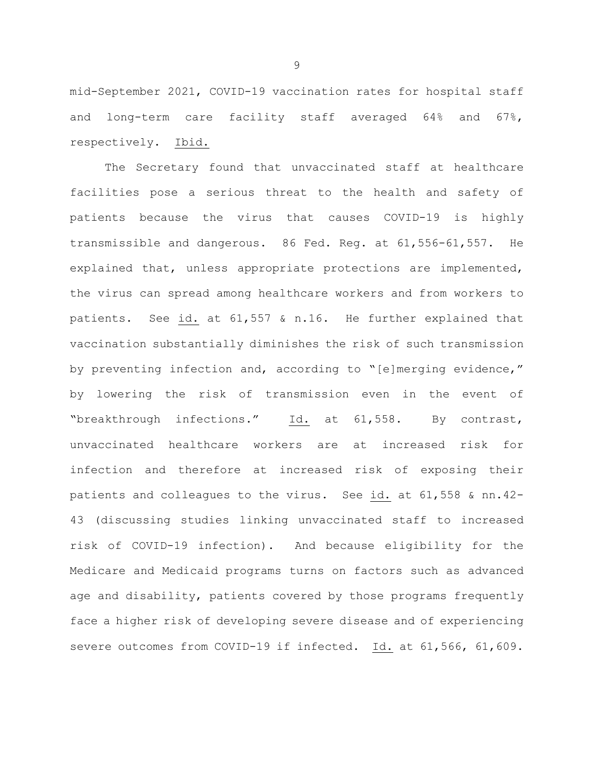mid-September 2021, COVID-19 vaccination rates for hospital staff and long-term care facility staff averaged 64% and 67%, respectively. Ibid.

The Secretary found that unvaccinated staff at healthcare facilities pose a serious threat to the health and safety of patients because the virus that causes COVID-19 is highly transmissible and dangerous. 86 Fed. Reg. at 61,556-61,557. He explained that, unless appropriate protections are implemented, the virus can spread among healthcare workers and from workers to patients. See id. at 61,557 & n.16. He further explained that vaccination substantially diminishes the risk of such transmission by preventing infection and, according to "[e]merging evidence," by lowering the risk of transmission even in the event of "breakthrough infections." Id. at 61,558. By contrast, unvaccinated healthcare workers are at increased risk for infection and therefore at increased risk of exposing their patients and colleagues to the virus. See id. at 61,558 & nn.42-43 (discussing studies linking unvaccinated staff to increased risk of COVID-19 infection). And because eligibility for the Medicare and Medicaid programs turns on factors such as advanced age and disability, patients covered by those programs frequently face a higher risk of developing severe disease and of experiencing severe outcomes from COVID-19 if infected. Id. at 61,566, 61,609.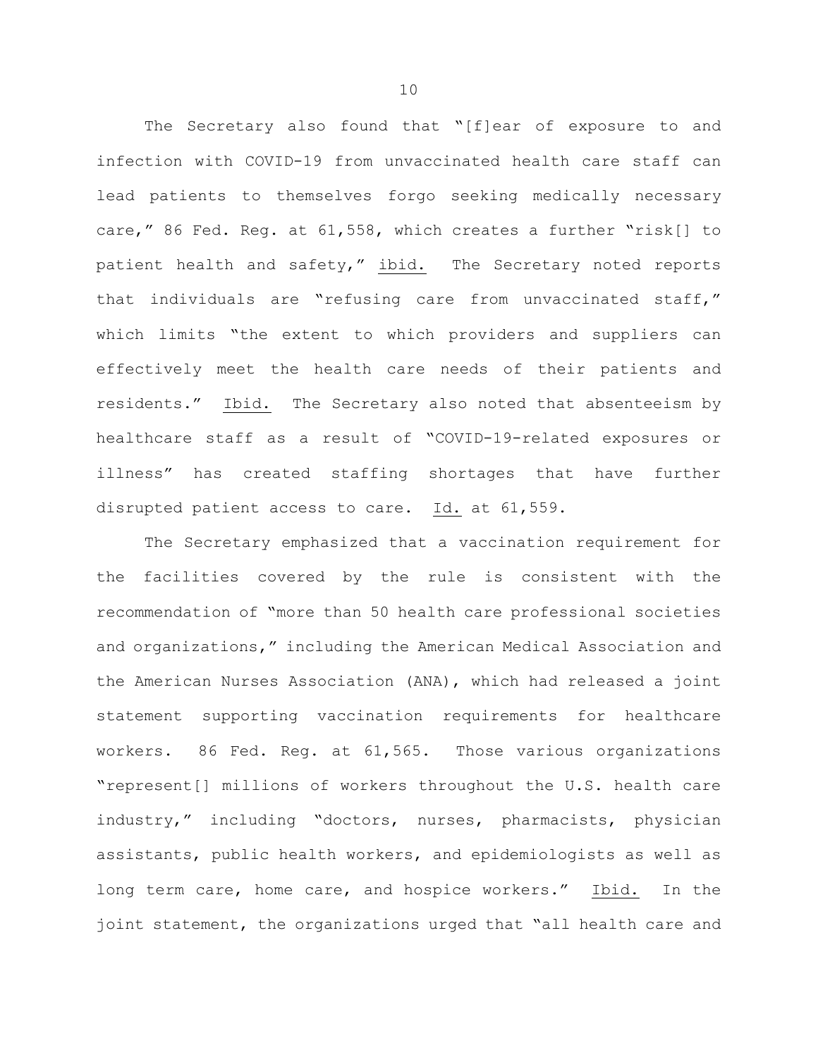The Secretary also found that "[f]ear of exposure to and infection with COVID-19 from unvaccinated health care staff can lead patients to themselves forgo seeking medically necessary care," 86 Fed. Reg. at 61,558, which creates a further "risk[] to patient health and safety," ibid. The Secretary noted reports that individuals are "refusing care from unvaccinated staff," which limits "the extent to which providers and suppliers can effectively meet the health care needs of their patients and residents." Ibid. The Secretary also noted that absenteeism by healthcare staff as a result of "COVID-19-related exposures or illness" has created staffing shortages that have further disrupted patient access to care. Id. at 61,559.

The Secretary emphasized that a vaccination requirement for the facilities covered by the rule is consistent with the recommendation of "more than 50 health care professional societies and organizations," including the American Medical Association and the American Nurses Association (ANA), which had released a joint statement supporting vaccination requirements for healthcare workers. 86 Fed. Reg. at 61,565. Those various organizations "represent[] millions of workers throughout the U.S. health care industry," including "doctors, nurses, pharmacists, physician assistants, public health workers, and epidemiologists as well as long term care, home care, and hospice workers." Ibid. In the joint statement, the organizations urged that "all health care and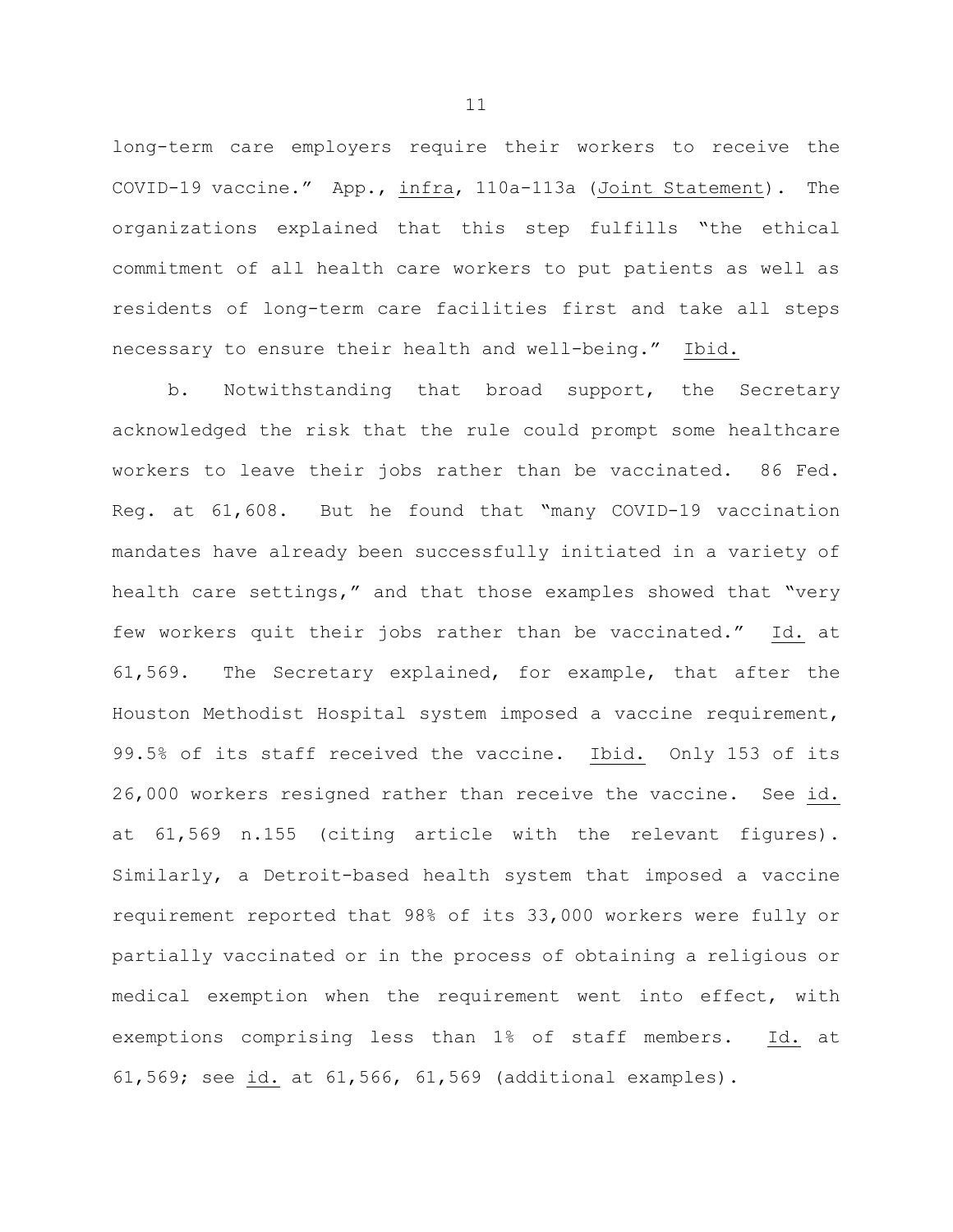long-term care employers require their workers to receive the COVID-19 vaccine." App., infra, 110a-113a (Joint Statement). The organizations explained that this step fulfills "the ethical commitment of all health care workers to put patients as well as residents of long-term care facilities first and take all steps necessary to ensure their health and well-being." Ibid.

b. Notwithstanding that broad support, the Secretary acknowledged the risk that the rule could prompt some healthcare workers to leave their jobs rather than be vaccinated. 86 Fed. Reg. at 61,608. But he found that "many COVID-19 vaccination mandates have already been successfully initiated in a variety of health care settings," and that those examples showed that "very few workers quit their jobs rather than be vaccinated." Id. at 61,569. The Secretary explained, for example, that after the Houston Methodist Hospital system imposed a vaccine requirement, 99.5% of its staff received the vaccine. Ibid. Only 153 of its 26,000 workers resigned rather than receive the vaccine. See id. at 61,569 n.155 (citing article with the relevant figures). Similarly, a Detroit-based health system that imposed a vaccine requirement reported that 98% of its 33,000 workers were fully or partially vaccinated or in the process of obtaining a religious or medical exemption when the requirement went into effect, with exemptions comprising less than 1% of staff members. Id. at 61,569; see id. at 61,566, 61,569 (additional examples).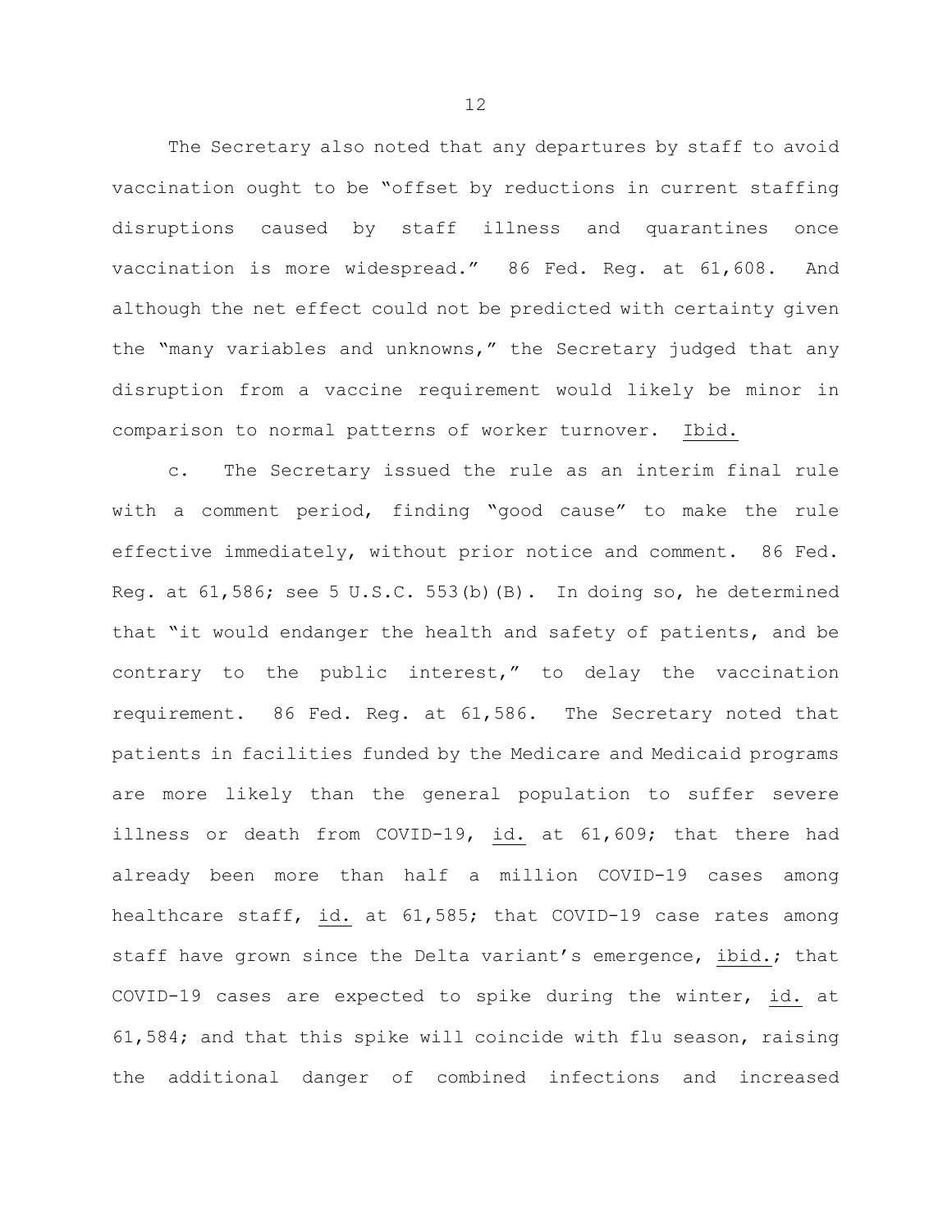The Secretary also noted that any departures by staff to avoid vaccination ought to be "offset by reductions in current staffing disruptions caused by staff illness and quarantines once vaccination is more widespread." 86 Fed. Reg. at 61,608. And although the net effect could not be predicted with certainty given the "many variables and unknowns," the Secretary judged that any disruption from a vaccine requirement would likely be minor in comparison to normal patterns of worker turnover. Ibid.

c. The Secretary issued the rule as an interim final rule with a comment period, finding "good cause" to make the rule effective immediately, without prior notice and comment. 86 Fed. Reg. at 61,586; see 5 U.S.C. 553(b)(B). In doing so, he determined that "it would endanger the health and safety of patients, and be contrary to the public interest," to delay the vaccination requirement. 86 Fed. Reg. at 61,586. The Secretary noted that patients in facilities funded by the Medicare and Medicaid programs are more likely than the general population to suffer severe illness or death from COVID-19, id. at 61,609; that there had already been more than half a million COVID-19 cases among healthcare staff, id. at 61,585; that COVID-19 case rates among staff have grown since the Delta variant's emergence, ibid.; that COVID-19 cases are expected to spike during the winter, id. at 61,584; and that this spike will coincide with flu season, raising the additional danger of combined infections and increased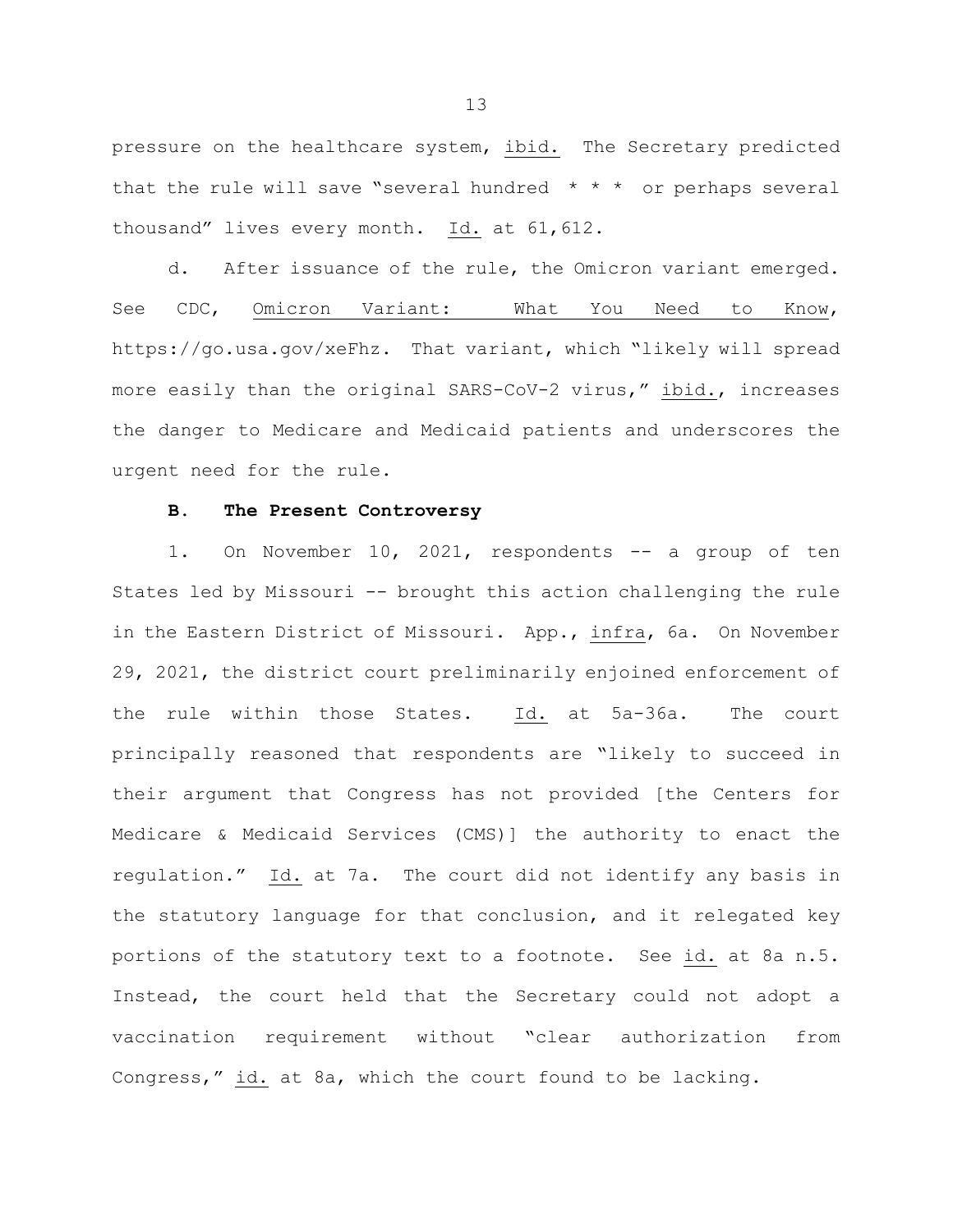pressure on the healthcare system, ibid. The Secretary predicted that the rule will save "several hundred * * * or perhaps several thousand" lives every month. Id. at 61,612.

d. After issuance of the rule, the Omicron variant emerged. See CDC, Omicron Variant: What You Need to Know, https://go.usa.gov/xeFhz. That variant, which "likely will spread more easily than the original SARS-CoV-2 virus," ibid., increases the danger to Medicare and Medicaid patients and underscores the urgent need for the rule.

**B. The Present Controversy**

1. On November 10, 2021, respondents -- a group of ten States led by Missouri -- brought this action challenging the rule in the Eastern District of Missouri. App., infra, 6a. On November 29, 2021, the district court preliminarily enjoined enforcement of the rule within those States. Id. at 5a-36a. The court principally reasoned that respondents are "likely to succeed in their argument that Congress has not provided [the Centers for Medicare & Medicaid Services (CMS)] the authority to enact the regulation." Id. at 7a. The court did not identify any basis in the statutory language for that conclusion, and it relegated key portions of the statutory text to a footnote. See id. at 8a n.5. Instead, the court held that the Secretary could not adopt a vaccination requirement without "clear authorization from Congress," id. at 8a, which the court found to be lacking.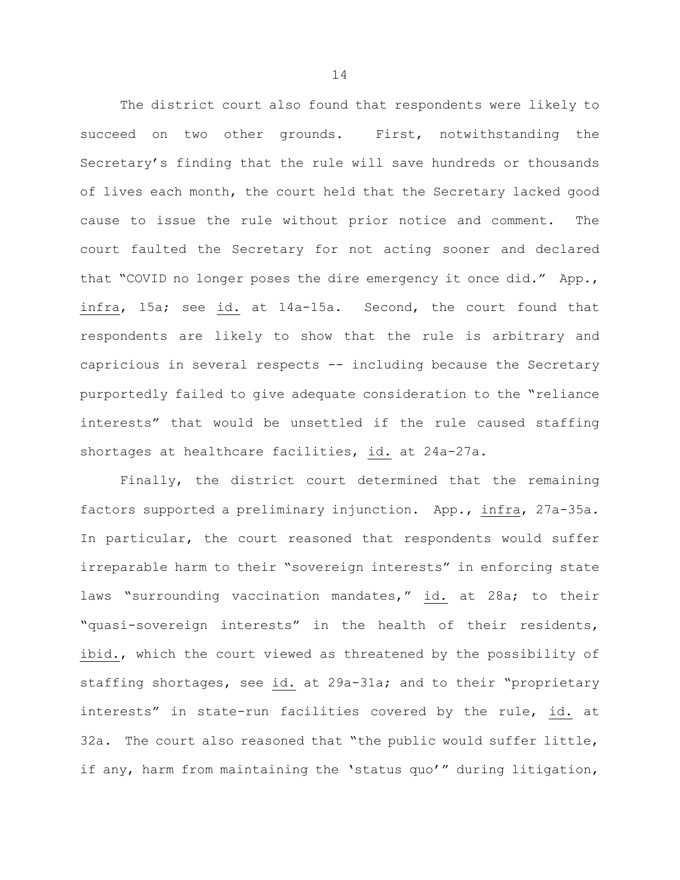The district court also found that respondents were likely to succeed on two other grounds. First, notwithstanding the Secretary's finding that the rule will save hundreds or thousands of lives each month, the court held that the Secretary lacked good cause to issue the rule without prior notice and comment. The court faulted the Secretary for not acting sooner and declared that "COVID no longer poses the dire emergency it once did." App., infra, 15a; see id. at 14a-15a. Second, the court found that respondents are likely to show that the rule is arbitrary and capricious in several respects -- including because the Secretary purportedly failed to give adequate consideration to the "reliance interests" that would be unsettled if the rule caused staffing shortages at healthcare facilities, id. at 24a-27a.

Finally, the district court determined that the remaining factors supported a preliminary injunction. App., infra, 27a-35a. In particular, the court reasoned that respondents would suffer irreparable harm to their "sovereign interests" in enforcing state laws "surrounding vaccination mandates," id. at 28a; to their "quasi-sovereign interests" in the health of their residents, ibid., which the court viewed as threatened by the possibility of staffing shortages, see id. at 29a-31a; and to their "proprietary interests" in state-run facilities covered by the rule, id. at 32a. The court also reasoned that "the public would suffer little, if any, harm from maintaining the 'status quo'" during litigation,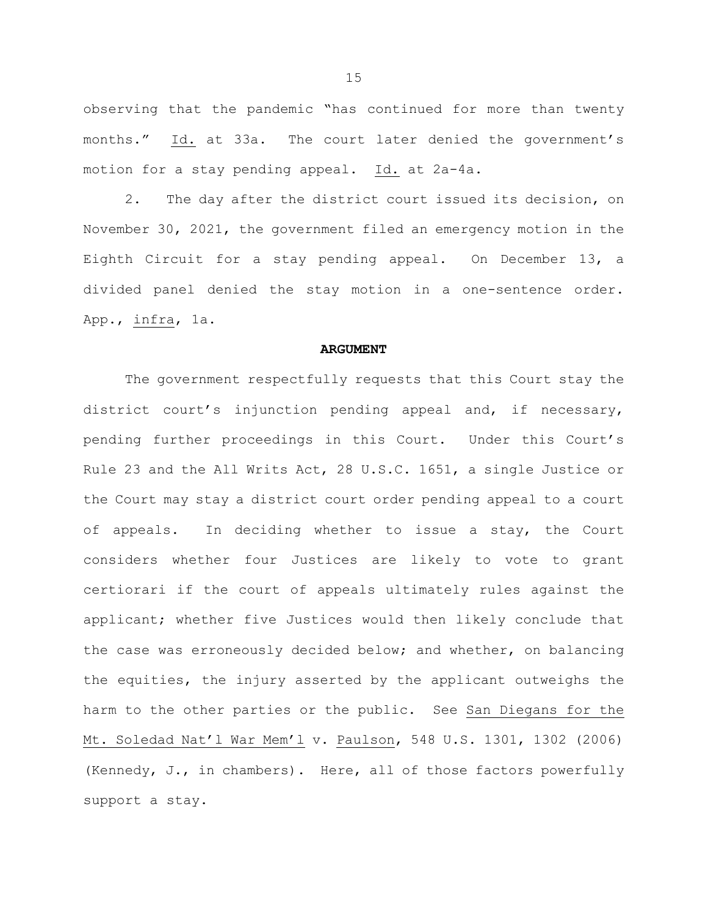observing that the pandemic "has continued for more than twenty months." Id. at 33a. The court later denied the government's motion for a stay pending appeal. Id. at 2a-4a.

2. The day after the district court issued its decision, on November 30, 2021, the government filed an emergency motion in the Eighth Circuit for a stay pending appeal. On December 13, a divided panel denied the stay motion in a one-sentence order. App., infra, 1a.

## ARGUMENT

The government respectfully requests that this Court stay the district court's injunction pending appeal and, if necessary, pending further proceedings in this Court. Under this Court's Rule 23 and the All Writs Act, 28 U.S.C. 1651, a single Justice or the Court may stay a district court order pending appeal to a court of appeals. In deciding whether to issue a stay, the Court considers whether four Justices are likely to vote to grant certiorari if the court of appeals ultimately rules against the applicant; whether five Justices would then likely conclude that the case was erroneously decided below; and whether, on balancing the equities, the injury asserted by the applicant outweighs the harm to the other parties or the public. See San Diegans for the Mt. Soledad Nat'l War Mem'l v. Paulson, 548 U.S. 1301, 1302 (2006) (Kennedy, J., in chambers). Here, all of those factors powerfully support a stay.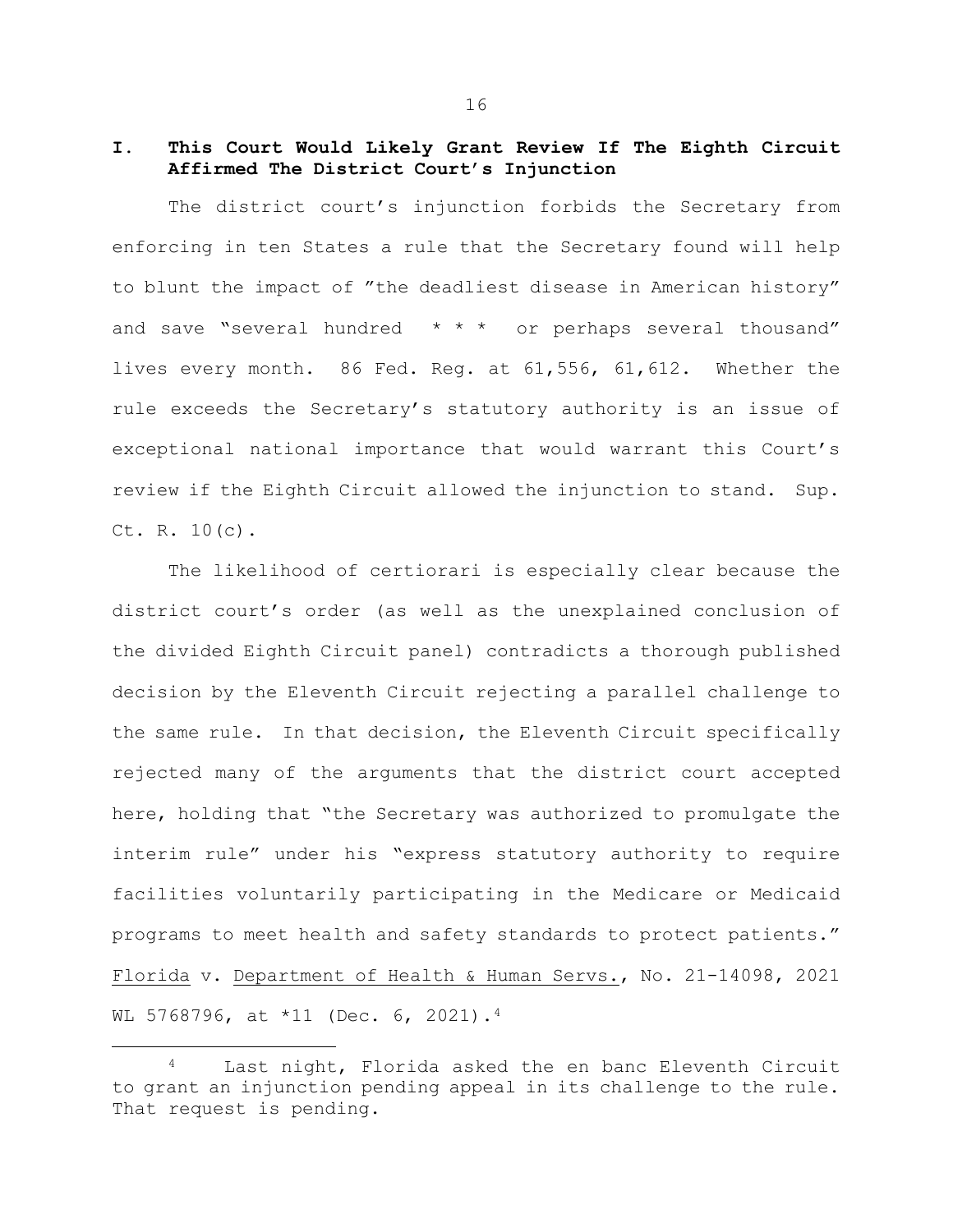## I. This Court Would Likely Grant Review If The Eighth Circuit Affirmed The District Court's Injunction

The district court's injunction forbids the Secretary from enforcing in ten States a rule that the Secretary found will help to blunt the impact of "the deadliest disease in American history" and save "several hundred * * * or perhaps several thousand" lives every month. 86 Fed. Reg. at 61,556, 61,612. Whether the rule exceeds the Secretary's statutory authority is an issue of exceptional national importance that would warrant this Court's review if the Eighth Circuit allowed the injunction to stand. Sup. Ct. R. 10(c).

The likelihood of certiorari is especially clear because the district court's order (as well as the unexplained conclusion of the divided Eighth Circuit panel) contradicts a thorough published decision by the Eleventh Circuit rejecting a parallel challenge to the same rule. In that decision, the Eleventh Circuit specifically rejected many of the arguments that the district court accepted here, holding that "the Secretary was authorized to promulgate the interim rule" under his "express statutory authority to require facilities voluntarily participating in the Medicare or Medicaid programs to meet health and safety standards to protect patients." Florida v. Department of Health & Human Servs., No. 21-14098, 2021 WL 5768796, at *11 (Dec. 6, 2021).[4]

[4] Last night, Florida asked the en banc Eleventh Circuit to grant an injunction pending appeal in its challenge to the rule. That request is pending.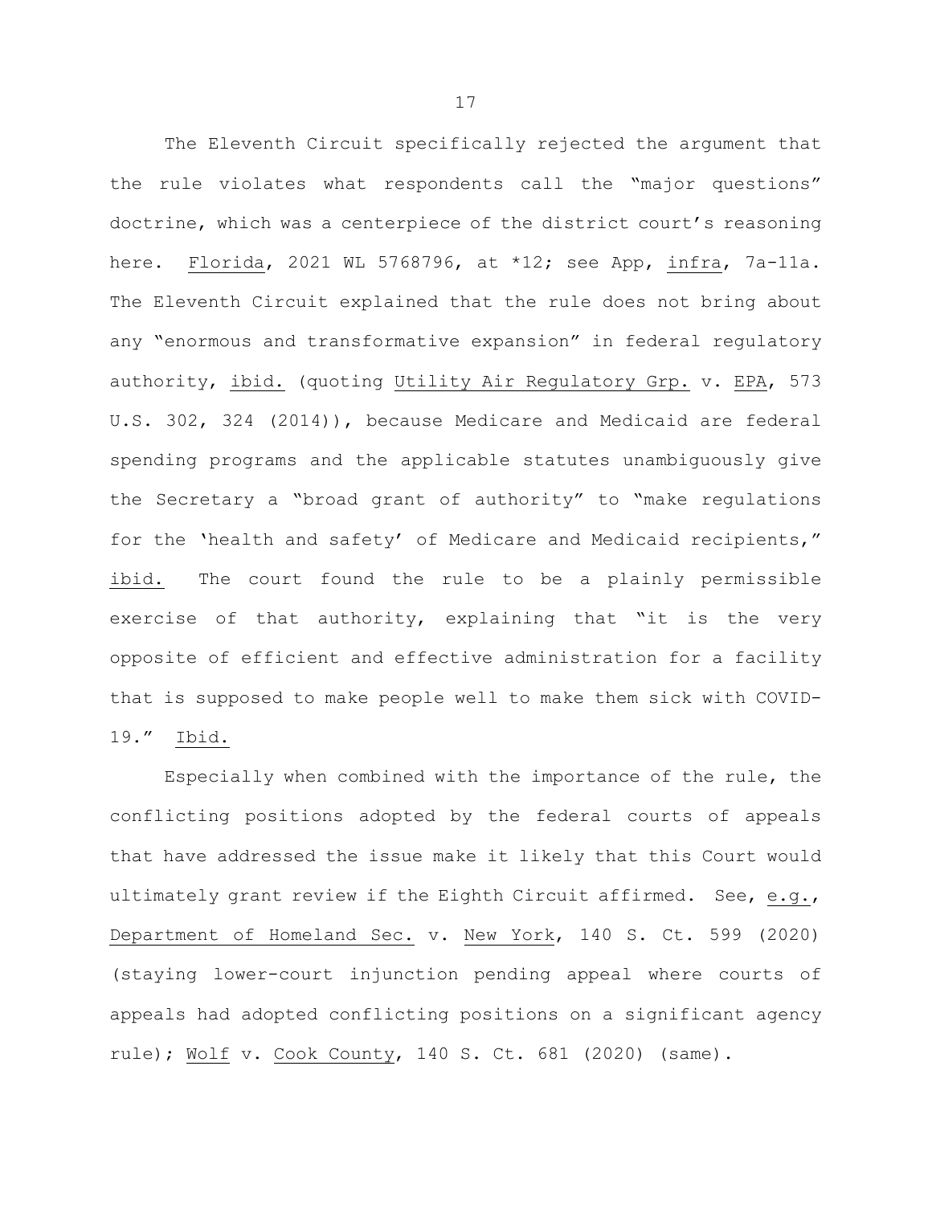The Eleventh Circuit specifically rejected the argument that the rule violates what respondents call the "major questions" doctrine, which was a centerpiece of the district court's reasoning here. Florida, 2021 WL 5768796, at *12; see App, infra, 7a-11a. The Eleventh Circuit explained that the rule does not bring about any "enormous and transformative expansion" in federal regulatory authority, ibid. (quoting Utility Air Regulatory Grp. v. EPA, 573 U.S. 302, 324 (2014)), because Medicare and Medicaid are federal spending programs and the applicable statutes unambiguously give the Secretary a "broad grant of authority" to "make regulations for the 'health and safety' of Medicare and Medicaid recipients," ibid. The court found the rule to be a plainly permissible exercise of that authority, explaining that "it is the very opposite of efficient and effective administration for a facility that is supposed to make people well to make them sick with COVID-19." Ibid.

Especially when combined with the importance of the rule, the conflicting positions adopted by the federal courts of appeals that have addressed the issue make it likely that this Court would ultimately grant review if the Eighth Circuit affirmed. See, e.g., Department of Homeland Sec. v. New York, 140 S. Ct. 599 (2020) (staying lower-court injunction pending appeal where courts of appeals had adopted conflicting positions on a significant agency rule); Wolf v. Cook County, 140 S. Ct. 681 (2020) (same).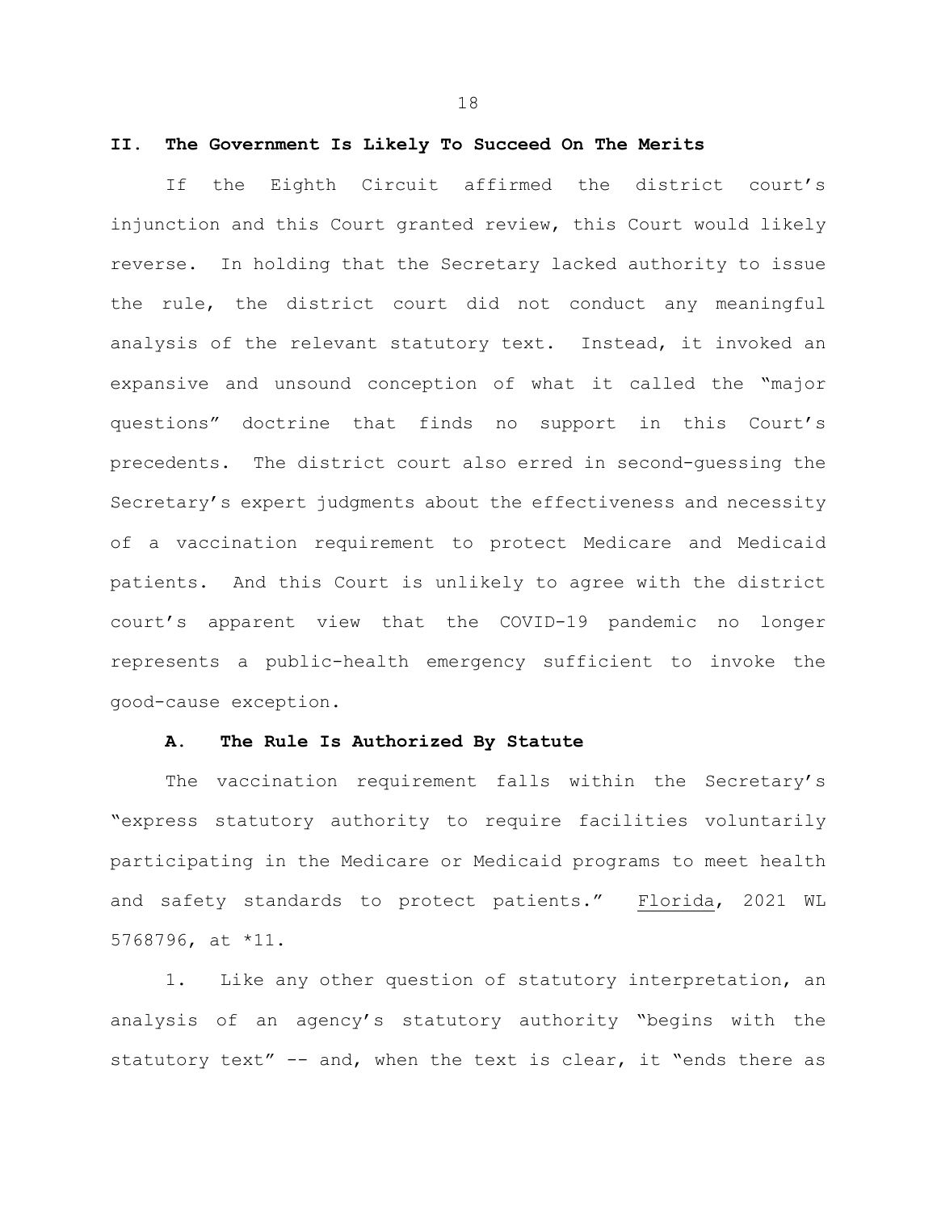## II. The Government Is Likely To Succeed On The Merits

If the Eighth Circuit affirmed the district court's injunction and this Court granted review, this Court would likely reverse. In holding that the Secretary lacked authority to issue the rule, the district court did not conduct any meaningful analysis of the relevant statutory text. Instead, it invoked an expansive and unsound conception of what it called the "major questions" doctrine that finds no support in this Court's precedents. The district court also erred in second-guessing the Secretary's expert judgments about the effectiveness and necessity of a vaccination requirement to protect Medicare and Medicaid patients. And this Court is unlikely to agree with the district court's apparent view that the COVID-19 pandemic no longer represents a public-health emergency sufficient to invoke the good-cause exception.

### A. The Rule Is Authorized By Statute

The vaccination requirement falls within the Secretary's "express statutory authority to require facilities voluntarily participating in the Medicare or Medicaid programs to meet health and safety standards to protect patients." Florida, 2021 WL 5768796, at *11.

1. Like any other question of statutory interpretation, an analysis of an agency's statutory authority "begins with the statutory text" -- and, when the text is clear, it "ends there as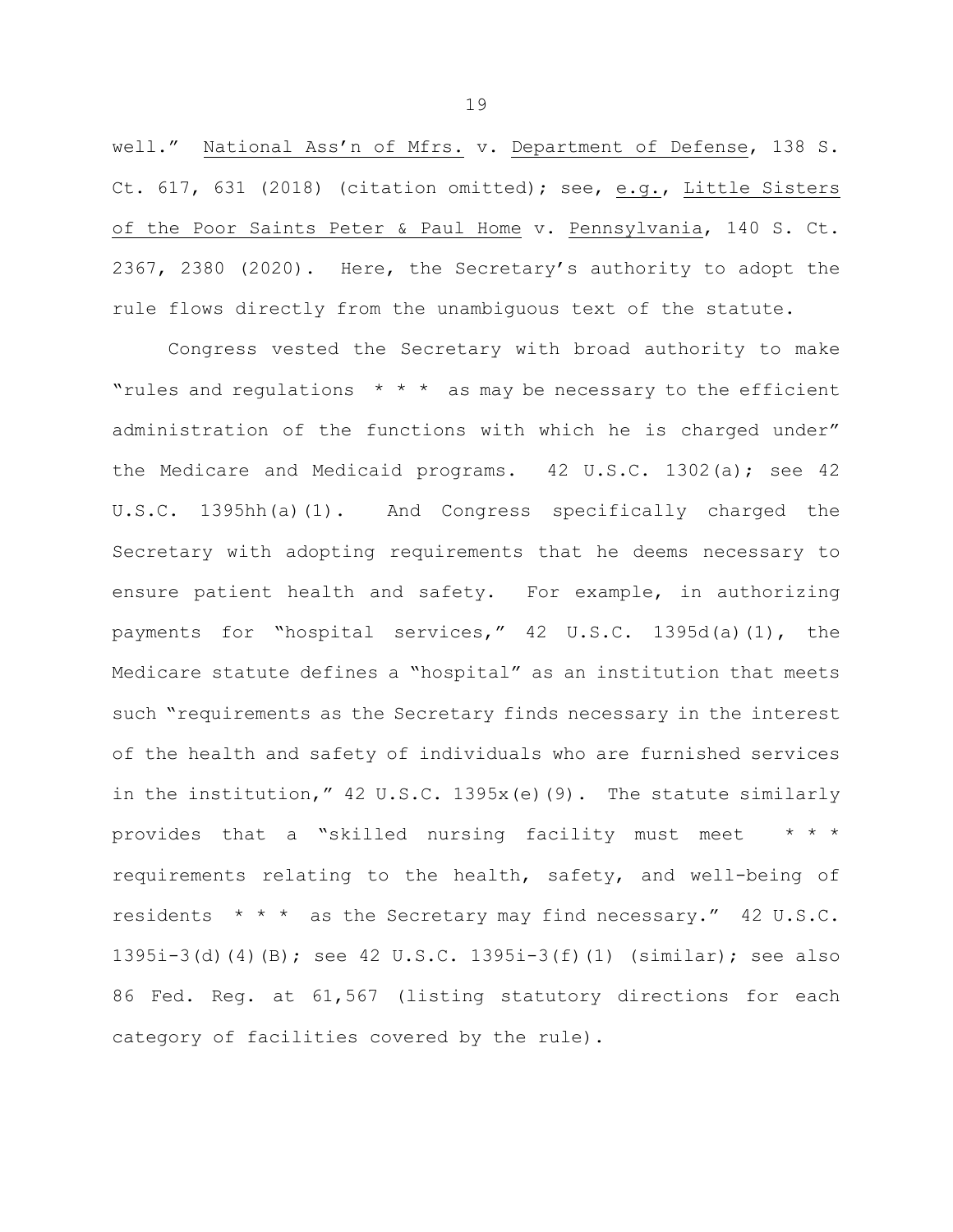well." National Ass'n of Mfrs. v. Department of Defense, 138 S. Ct. 617, 631 (2018) (citation omitted); see, e.g., Little Sisters of the Poor Saints Peter & Paul Home v. Pennsylvania, 140 S. Ct. 2367, 2380 (2020). Here, the Secretary's authority to adopt the rule flows directly from the unambiguous text of the statute.

Congress vested the Secretary with broad authority to make "rules and regulations * * * as may be necessary to the efficient administration of the functions with which he is charged under" the Medicare and Medicaid programs. 42 U.S.C. 1302(a); see 42 U.S.C. 1395hh(a)(1). And Congress specifically charged the Secretary with adopting requirements that he deems necessary to ensure patient health and safety. For example, in authorizing payments for "hospital services," 42 U.S.C. 1395d(a)(1), the Medicare statute defines a "hospital" as an institution that meets such "requirements as the Secretary finds necessary in the interest of the health and safety of individuals who are furnished services in the institution," 42 U.S.C. 1395x(e)(9). The statute similarly provides that a "skilled nursing facility must meet * * * requirements relating to the health, safety, and well-being of residents * * * as the Secretary may find necessary." 42 U.S.C. 1395i-3(d)(4)(B); see 42 U.S.C. 1395i-3(f)(1) (similar); see also 86 Fed. Reg. at 61,567 (listing statutory directions for each category of facilities covered by the rule).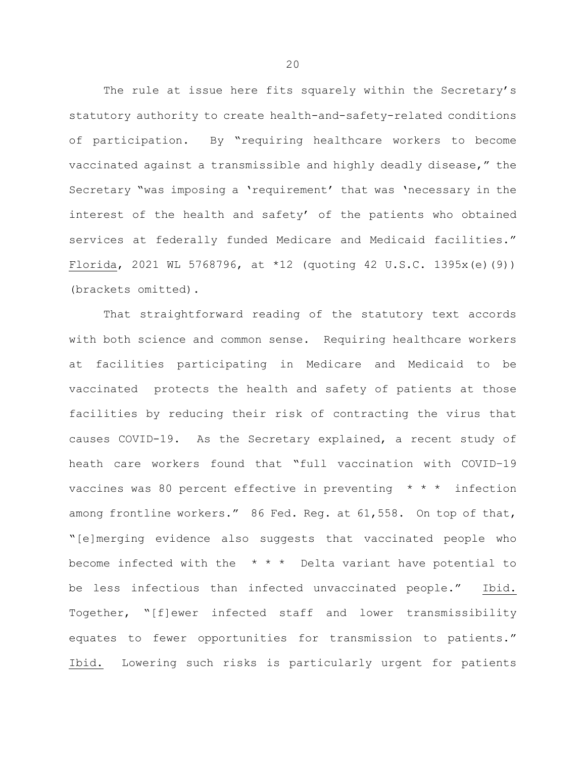The rule at issue here fits squarely within the Secretary's statutory authority to create health-and-safety-related conditions of participation. By "requiring healthcare workers to become vaccinated against a transmissible and highly deadly disease," the Secretary "was imposing a 'requirement' that was 'necessary in the interest of the health and safety' of the patients who obtained services at federally funded Medicare and Medicaid facilities." Florida, 2021 WL 5768796, at *12 (quoting 42 U.S.C. 1395x(e)(9)) (brackets omitted).

That straightforward reading of the statutory text accords with both science and common sense. Requiring healthcare workers at facilities participating in Medicare and Medicaid to be vaccinated protects the health and safety of patients at those facilities by reducing their risk of contracting the virus that causes COVID-19. As the Secretary explained, a recent study of heath care workers found that "full vaccination with COVID–19 vaccines was 80 percent effective in preventing * * * infection among frontline workers." 86 Fed. Reg. at 61,558. On top of that, "[e]merging evidence also suggests that vaccinated people who become infected with the * * * Delta variant have potential to be less infectious than infected unvaccinated people." Ibid. Together, "[f]ewer infected staff and lower transmissibility equates to fewer opportunities for transmission to patients." Ibid. Lowering such risks is particularly urgent for patients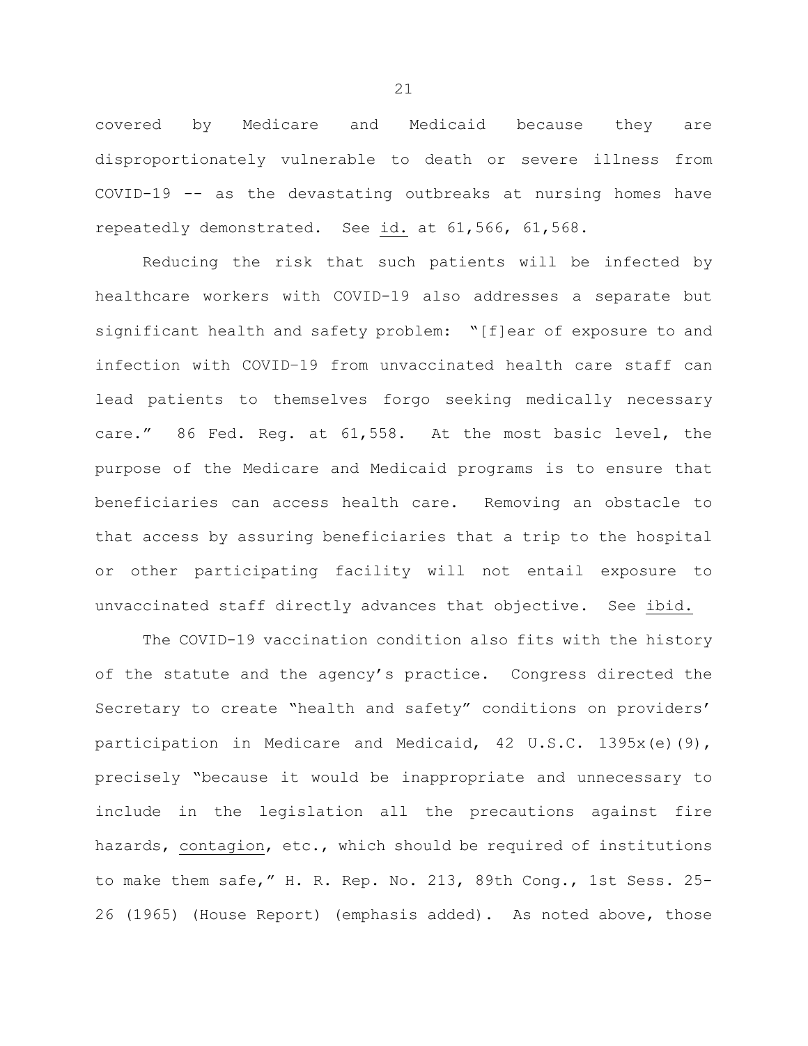covered by Medicare and Medicaid because they are disproportionately vulnerable to death or severe illness from COVID-19 -- as the devastating outbreaks at nursing homes have repeatedly demonstrated. See id. at 61,566, 61,568.

Reducing the risk that such patients will be infected by healthcare workers with COVID-19 also addresses a separate but significant health and safety problem: "[f]ear of exposure to and infection with COVID-19 from unvaccinated health care staff can lead patients to themselves forgo seeking medically necessary care." 86 Fed. Reg. at 61,558. At the most basic level, the purpose of the Medicare and Medicaid programs is to ensure that beneficiaries can access health care. Removing an obstacle to that access by assuring beneficiaries that a trip to the hospital or other participating facility will not entail exposure to unvaccinated staff directly advances that objective. See ibid.

The COVID-19 vaccination condition also fits with the history of the statute and the agency's practice. Congress directed the Secretary to create "health and safety" conditions on providers' participation in Medicare and Medicaid, 42 U.S.C. 1395x(e)(9), precisely "because it would be inappropriate and unnecessary to include in the legislation all the precautions against fire hazards, contagion, etc., which should be required of institutions to make them safe," H. R. Rep. No. 213, 89th Cong., 1st Sess. 25-26 (1965) (House Report) (emphasis added). As noted above, those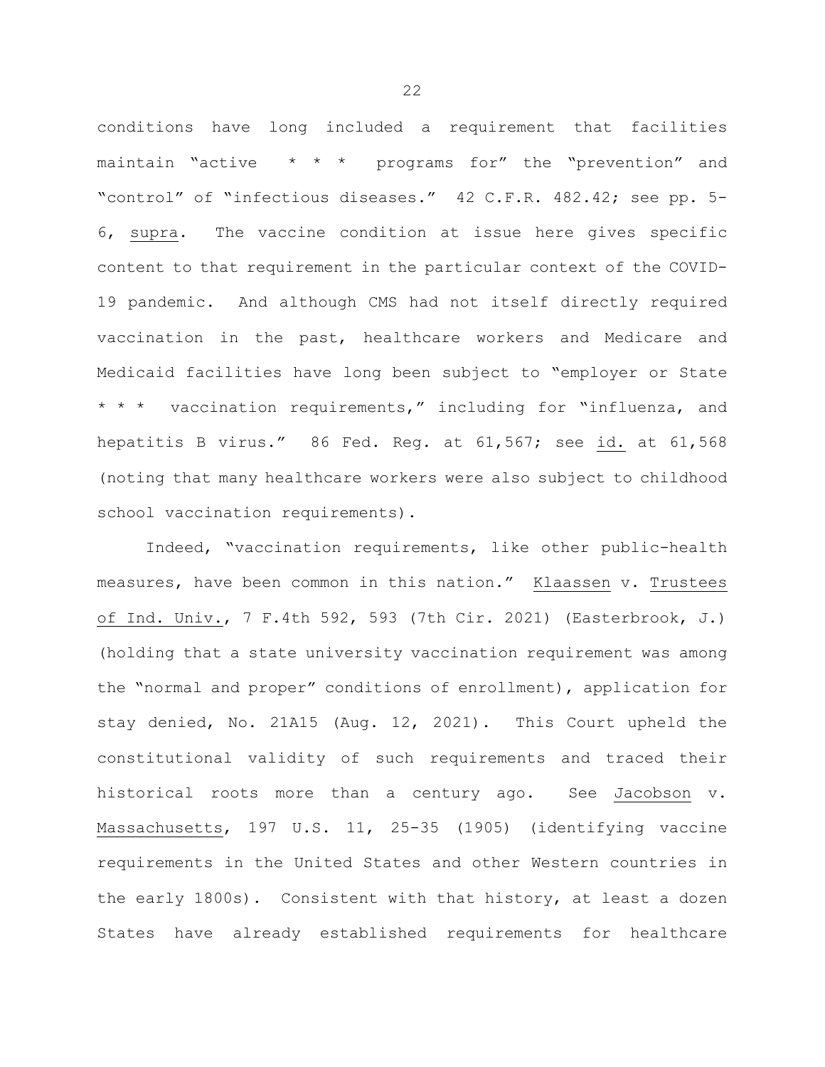conditions have long included a requirement that facilities maintain "active * * * programs for" the "prevention" and "control" of "infectious diseases." 42 C.F.R. 482.42; see pp. 5-6, supra. The vaccine condition at issue here gives specific content to that requirement in the particular context of the COVID-19 pandemic. And although CMS had not itself directly required vaccination in the past, healthcare workers and Medicare and Medicaid facilities have long been subject to "employer or State * * * vaccination requirements," including for "influenza, and hepatitis B virus." 86 Fed. Reg. at 61,567; see id. at 61,568 (noting that many healthcare workers were also subject to childhood school vaccination requirements).

Indeed, "vaccination requirements, like other public-health measures, have been common in this nation." Klaassen v. Trustees of Ind. Univ., 7 F.4th 592, 593 (7th Cir. 2021) (Easterbrook, J.) (holding that a state university vaccination requirement was among the "normal and proper" conditions of enrollment), application for stay denied, No. 21A15 (Aug. 12, 2021). This Court upheld the constitutional validity of such requirements and traced their historical roots more than a century ago. See Jacobson v. Massachusetts, 197 U.S. 11, 25-35 (1905) (identifying vaccine requirements in the United States and other Western countries in the early 1800s). Consistent with that history, at least a dozen States have already established requirements for healthcare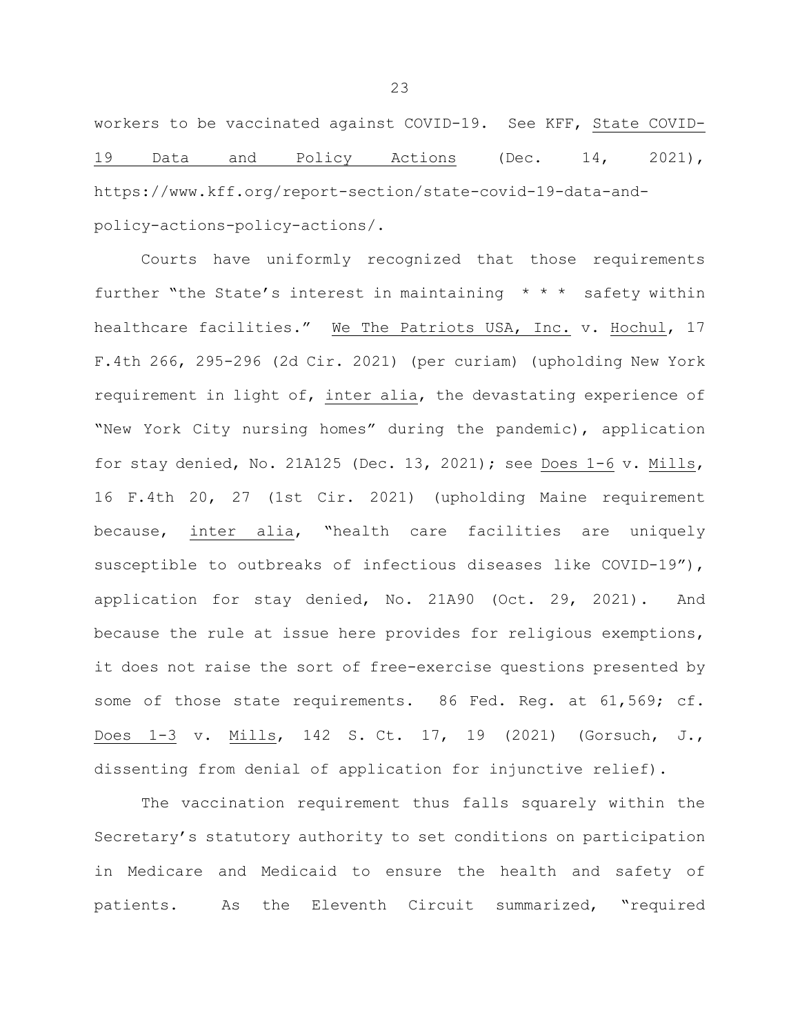workers to be vaccinated against COVID-19. See KFF, State COVID-19 Data and Policy Actions (Dec. 14, 2021), https://www.kff.org/report-section/state-covid-19-data-and-policy-actions-policy-actions/.

Courts have uniformly recognized that those requirements further "the State's interest in maintaining * * * safety within healthcare facilities." We The Patriots USA, Inc. v. Hochul, 17 F.4th 266, 295-296 (2d Cir. 2021) (per curiam) (upholding New York requirement in light of, inter alia, the devastating experience of "New York City nursing homes" during the pandemic), application for stay denied, No. 21A125 (Dec. 13, 2021); see Does 1-6 v. Mills, 16 F.4th 20, 27 (1st Cir. 2021) (upholding Maine requirement because, inter alia, "health care facilities are uniquely susceptible to outbreaks of infectious diseases like COVID-19"), application for stay denied, No. 21A90 (Oct. 29, 2021). And because the rule at issue here provides for religious exemptions, it does not raise the sort of free-exercise questions presented by some of those state requirements. 86 Fed. Reg. at 61,569; cf. Does 1-3 v. Mills, 142 S. Ct. 17, 19 (2021) (Gorsuch, J., dissenting from denial of application for injunctive relief).

The vaccination requirement thus falls squarely within the Secretary's statutory authority to set conditions on participation in Medicare and Medicaid to ensure the health and safety of patients. As the Eleventh Circuit summarized, "required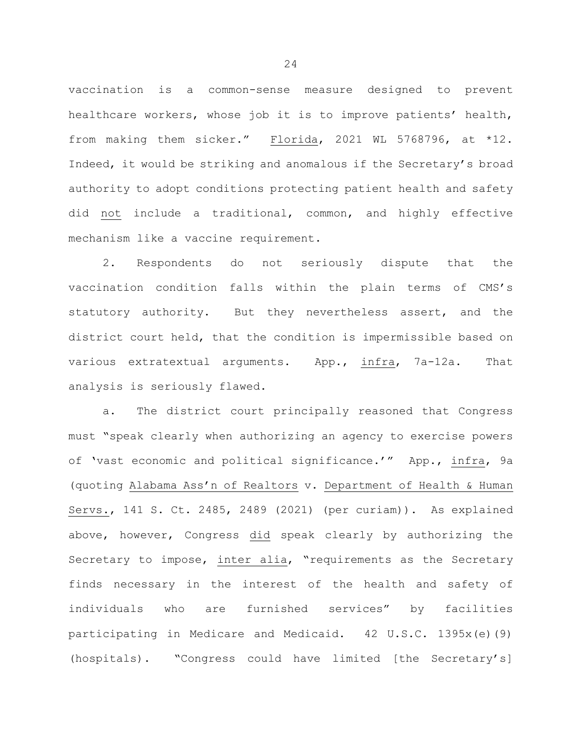vaccination is a common-sense measure designed to prevent healthcare workers, whose job it is to improve patients' health, from making them sicker." Florida, 2021 WL 5768796, at *12. Indeed, it would be striking and anomalous if the Secretary's broad authority to adopt conditions protecting patient health and safety did not include a traditional, common, and highly effective mechanism like a vaccine requirement.

2. Respondents do not seriously dispute that the vaccination condition falls within the plain terms of CMS's statutory authority. But they nevertheless assert, and the district court held, that the condition is impermissible based on various extratextual arguments. App., infra, 7a-12a. That analysis is seriously flawed.

a. The district court principally reasoned that Congress must "speak clearly when authorizing an agency to exercise powers of 'vast economic and political significance.'" App., infra, 9a (quoting Alabama Ass'n of Realtors v. Department of Health & Human Servs., 141 S. Ct. 2485, 2489 (2021) (per curiam)). As explained above, however, Congress did speak clearly by authorizing the Secretary to impose, inter alia, "requirements as the Secretary finds necessary in the interest of the health and safety of individuals who are furnished services" by facilities participating in Medicare and Medicaid. 42 U.S.C. 1395x(e)(9) (hospitals). "Congress could have limited [the Secretary's]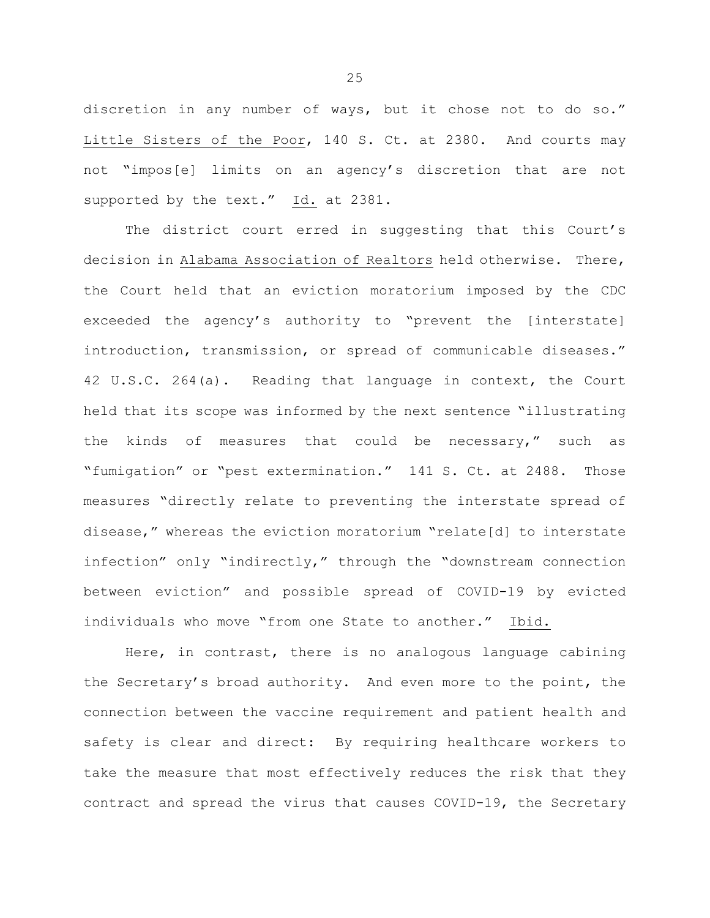discretion in any number of ways, but it chose not to do so." Little Sisters of the Poor, 140 S. Ct. at 2380. And courts may not "impos[e] limits on an agency's discretion that are not supported by the text." Id. at 2381.

The district court erred in suggesting that this Court's decision in Alabama Association of Realtors held otherwise. There, the Court held that an eviction moratorium imposed by the CDC exceeded the agency's authority to "prevent the [interstate] introduction, transmission, or spread of communicable diseases." 42 U.S.C. 264(a). Reading that language in context, the Court held that its scope was informed by the next sentence "illustrating the kinds of measures that could be necessary," such as "fumigation" or "pest extermination." 141 S. Ct. at 2488. Those measures "directly relate to preventing the interstate spread of disease," whereas the eviction moratorium "relate[d] to interstate infection" only "indirectly," through the "downstream connection between eviction" and possible spread of COVID-19 by evicted individuals who move "from one State to another." Ibid.

Here, in contrast, there is no analogous language cabining the Secretary's broad authority. And even more to the point, the connection between the vaccine requirement and patient health and safety is clear and direct: By requiring healthcare workers to take the measure that most effectively reduces the risk that they contract and spread the virus that causes COVID-19, the Secretary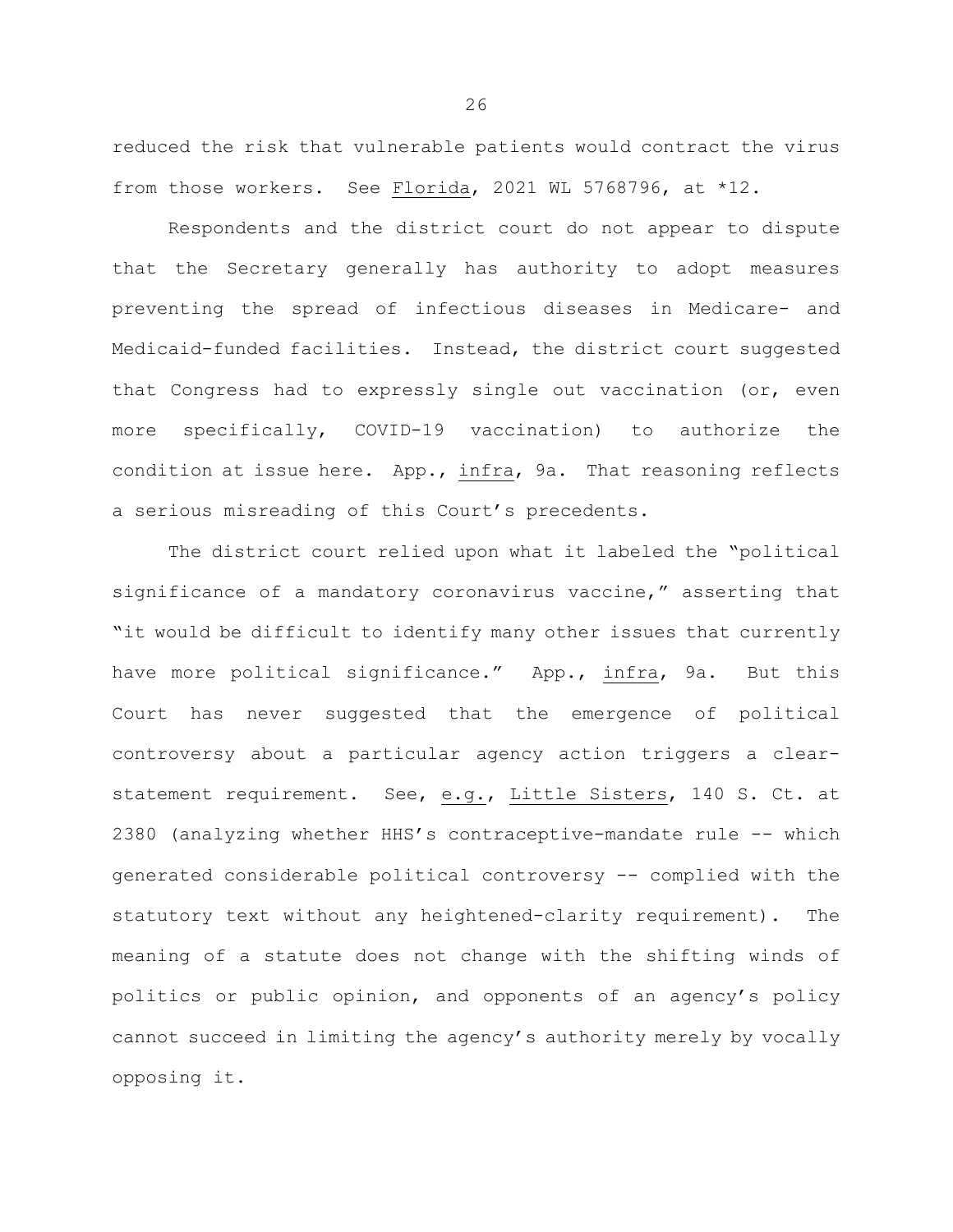reduced the risk that vulnerable patients would contract the virus from those workers. See Florida, 2021 WL 5768796, at *12.

Respondents and the district court do not appear to dispute that the Secretary generally has authority to adopt measures preventing the spread of infectious diseases in Medicare- and Medicaid-funded facilities. Instead, the district court suggested that Congress had to expressly single out vaccination (or, even more specifically, COVID-19 vaccination) to authorize the condition at issue here. App., infra, 9a. That reasoning reflects a serious misreading of this Court's precedents.

The district court relied upon what it labeled the "political significance of a mandatory coronavirus vaccine," asserting that "it would be difficult to identify many other issues that currently have more political significance." App., infra, 9a. But this Court has never suggested that the emergence of political controversy about a particular agency action triggers a clear-statement requirement. See, e.g., Little Sisters, 140 S. Ct. at 2380 (analyzing whether HHS's contraceptive-mandate rule -- which generated considerable political controversy -- complied with the statutory text without any heightened-clarity requirement). The meaning of a statute does not change with the shifting winds of politics or public opinion, and opponents of an agency's policy cannot succeed in limiting the agency's authority merely by vocally opposing it.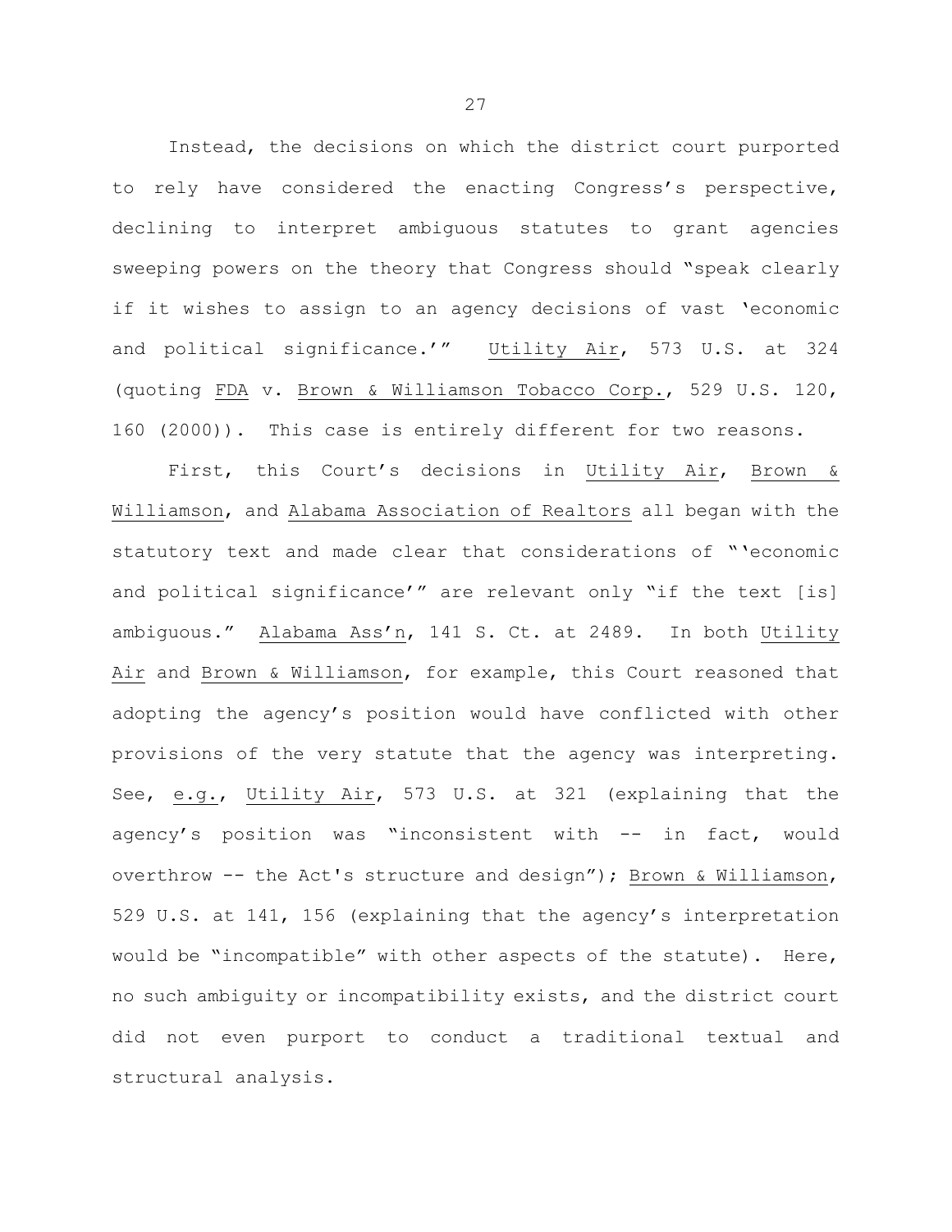Instead, the decisions on which the district court purported to rely have considered the enacting Congress's perspective, declining to interpret ambiguous statutes to grant agencies sweeping powers on the theory that Congress should "speak clearly if it wishes to assign to an agency decisions of vast 'economic and political significance.'" Utility Air, 573 U.S. at 324 (quoting FDA v. Brown & Williamson Tobacco Corp., 529 U.S. 120, 160 (2000)). This case is entirely different for two reasons.

First, this Court's decisions in Utility Air, Brown & Williamson, and Alabama Association of Realtors all began with the statutory text and made clear that considerations of "'economic and political significance'" are relevant only "if the text [is] ambiguous." Alabama Ass'n, 141 S. Ct. at 2489. In both Utility Air and Brown & Williamson, for example, this Court reasoned that adopting the agency's position would have conflicted with other provisions of the very statute that the agency was interpreting. See, e.g., Utility Air, 573 U.S. at 321 (explaining that the agency's position was "inconsistent with -- in fact, would overthrow -- the Act's structure and design"); Brown & Williamson, 529 U.S. at 141, 156 (explaining that the agency's interpretation would be "incompatible" with other aspects of the statute). Here, no such ambiguity or incompatibility exists, and the district court did not even purport to conduct a traditional textual and structural analysis.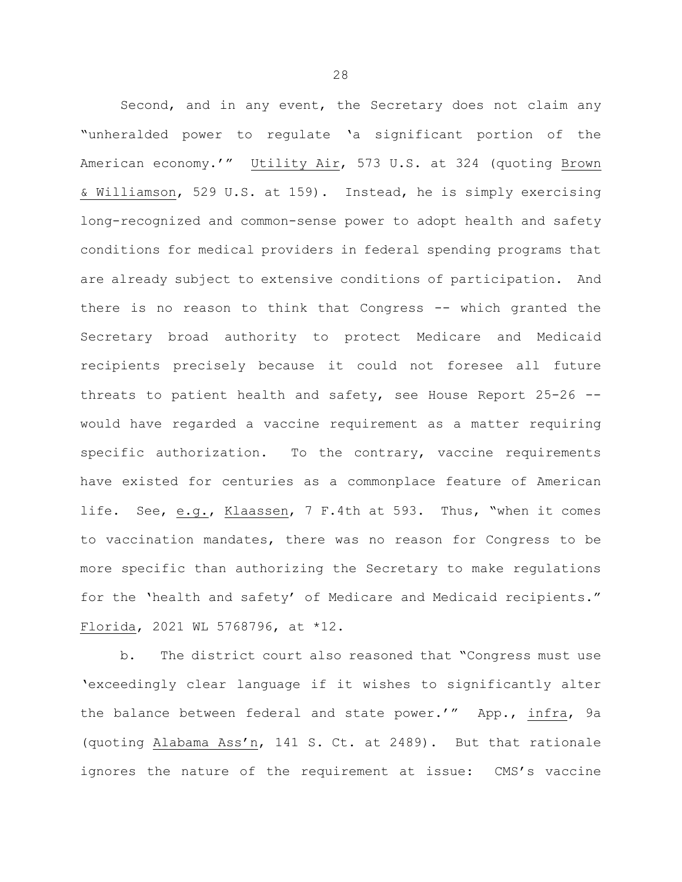Second, and in any event, the Secretary does not claim any "unheralded power to regulate 'a significant portion of the American economy.'" Utility Air, 573 U.S. at 324 (quoting Brown & Williamson, 529 U.S. at 159). Instead, he is simply exercising long-recognized and common-sense power to adopt health and safety conditions for medical providers in federal spending programs that are already subject to extensive conditions of participation. And there is no reason to think that Congress -- which granted the Secretary broad authority to protect Medicare and Medicaid recipients precisely because it could not foresee all future threats to patient health and safety, see House Report 25-26 -- would have regarded a vaccine requirement as a matter requiring specific authorization. To the contrary, vaccine requirements have existed for centuries as a commonplace feature of American life. See, e.g., Klaassen, 7 F.4th at 593. Thus, "when it comes to vaccination mandates, there was no reason for Congress to be more specific than authorizing the Secretary to make regulations for the 'health and safety' of Medicare and Medicaid recipients." Florida, 2021 WL 5768796, at *12.

b. The district court also reasoned that "Congress must use 'exceedingly clear language if it wishes to significantly alter the balance between federal and state power.'" App., infra, 9a (quoting Alabama Ass'n, 141 S. Ct. at 2489). But that rationale ignores the nature of the requirement at issue: CMS's vaccine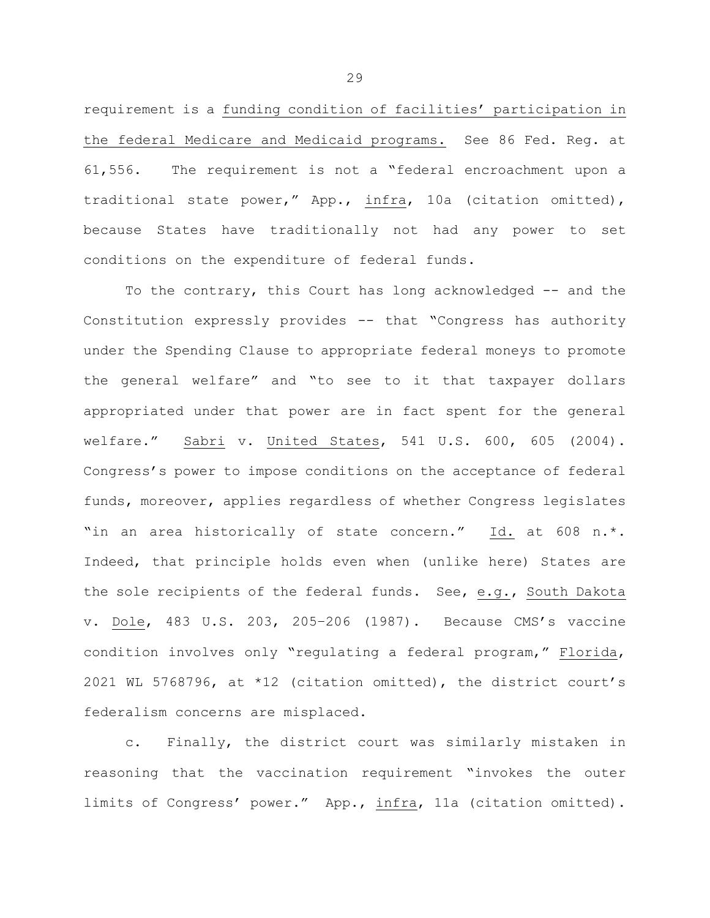requirement is a funding condition of facilities' participation in the federal Medicare and Medicaid programs. See 86 Fed. Reg. at 61,556. The requirement is not a "federal encroachment upon a traditional state power," App., *infra*, 10a (citation omitted), because States have traditionally not had any power to set conditions on the expenditure of federal funds.

To the contrary, this Court has long acknowledged -- and the Constitution expressly provides -- that "Congress has authority under the Spending Clause to appropriate federal moneys to promote the general welfare" and "to see to it that taxpayer dollars appropriated under that power are in fact spent for the general welfare." *Sabri* v. *United States*, 541 U.S. 600, 605 (2004). Congress's power to impose conditions on the acceptance of federal funds, moreover, applies regardless of whether Congress legislates "in an area historically of state concern." *Id.* at 608 n.*. Indeed, that principle holds even when (unlike here) States are the sole recipients of the federal funds. See, *e.g.*, *South Dakota* v. *Dole*, 483 U.S. 203, 205-206 (1987). Because CMS's vaccine condition involves only "regulating a federal program," *Florida*, 2021 WL 5768796, at *12 (citation omitted), the district court's federalism concerns are misplaced.

c. Finally, the district court was similarly mistaken in reasoning that the vaccination requirement "invokes the outer limits of Congress' power." App., *infra*, 11a (citation omitted).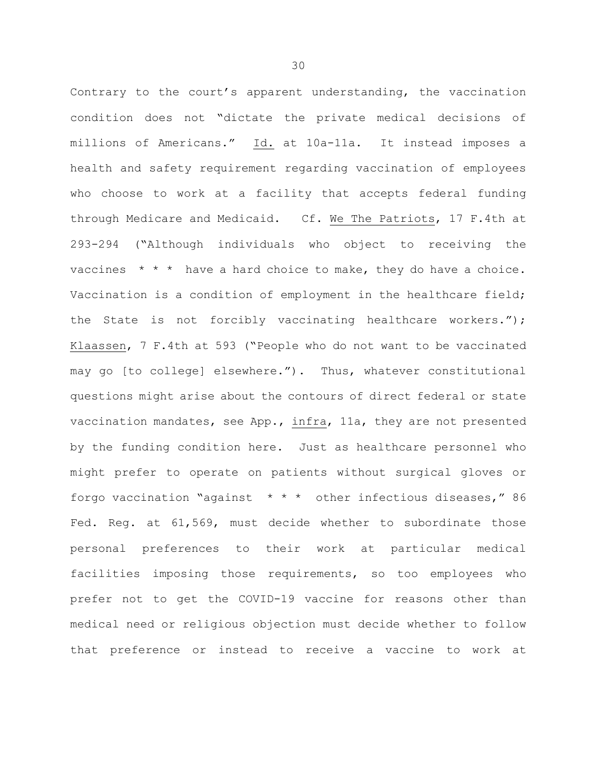Contrary to the court's apparent understanding, the vaccination condition does not "dictate the private medical decisions of millions of Americans." Id. at 10a-11a. It instead imposes a health and safety requirement regarding vaccination of employees who choose to work at a facility that accepts federal funding through Medicare and Medicaid. Cf. We The Patriots, 17 F.4th at 293-294 ("Although individuals who object to receiving the vaccines * * * have a hard choice to make, they do have a choice. Vaccination is a condition of employment in the healthcare field; the State is not forcibly vaccinating healthcare workers."); Klaassen, 7 F.4th at 593 ("People who do not want to be vaccinated may go [to college] elsewhere."). Thus, whatever constitutional questions might arise about the contours of direct federal or state vaccination mandates, see App., infra, 11a, they are not presented by the funding condition here. Just as healthcare personnel who might prefer to operate on patients without surgical gloves or forgo vaccination "against * * * other infectious diseases," 86 Fed. Reg. at 61,569, must decide whether to subordinate those personal preferences to their work at particular medical facilities imposing those requirements, so too employees who prefer not to get the COVID-19 vaccine for reasons other than medical need or religious objection must decide whether to follow that preference or instead to receive a vaccine to work at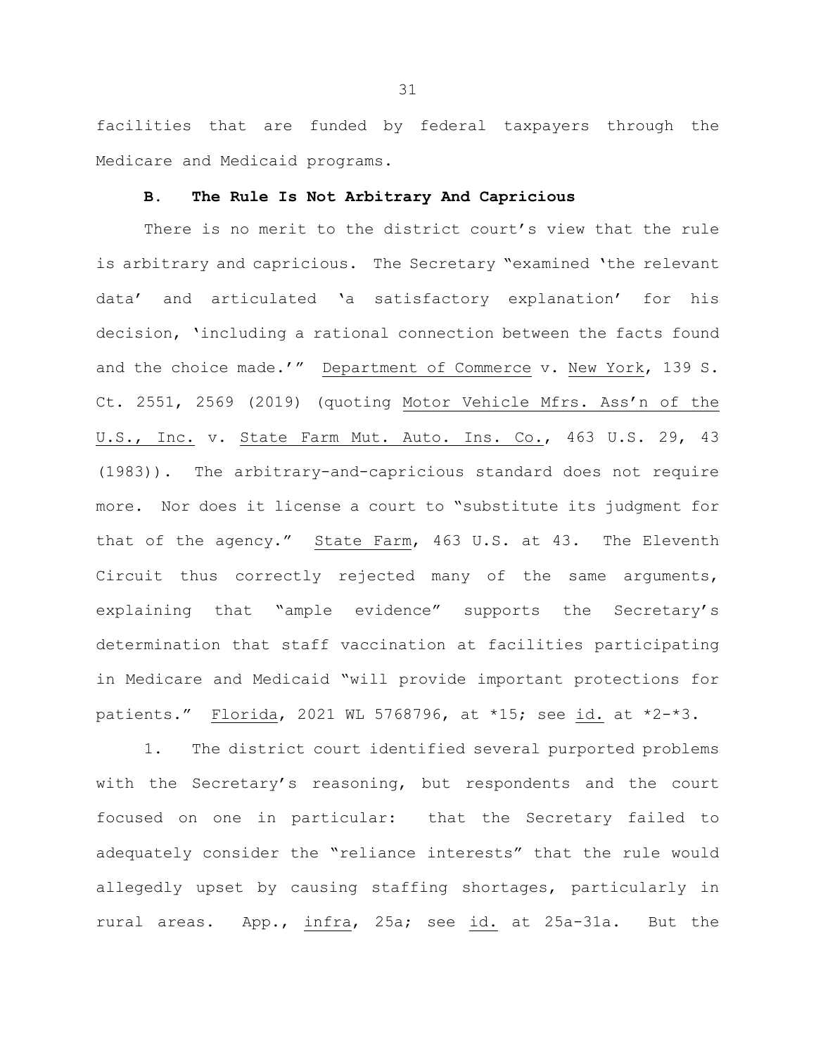facilities that are funded by federal taxpayers through the Medicare and Medicaid programs.

### B. The Rule Is Not Arbitrary And Capricious

There is no merit to the district court's view that the rule is arbitrary and capricious. The Secretary "examined 'the relevant data' and articulated 'a satisfactory explanation' for his decision, 'including a rational connection between the facts found and the choice made.'" Department of Commerce v. New York, 139 S. Ct. 2551, 2569 (2019) (quoting Motor Vehicle Mfrs. Ass'n of the U.S., Inc. v. State Farm Mut. Auto. Ins. Co., 463 U.S. 29, 43 (1983)). The arbitrary-and-capricious standard does not require more. Nor does it license a court to "substitute its judgment for that of the agency." State Farm, 463 U.S. at 43. The Eleventh Circuit thus correctly rejected many of the same arguments, explaining that "ample evidence" supports the Secretary's determination that staff vaccination at facilities participating in Medicare and Medicaid "will provide important protections for patients." Florida, 2021 WL 5768796, at *15; see id. at *2-*3.

1. The district court identified several purported problems with the Secretary's reasoning, but respondents and the court focused on one in particular: that the Secretary failed to adequately consider the "reliance interests" that the rule would allegedly upset by causing staffing shortages, particularly in rural areas. App., infra, 25a; see id. at 25a-31a. But the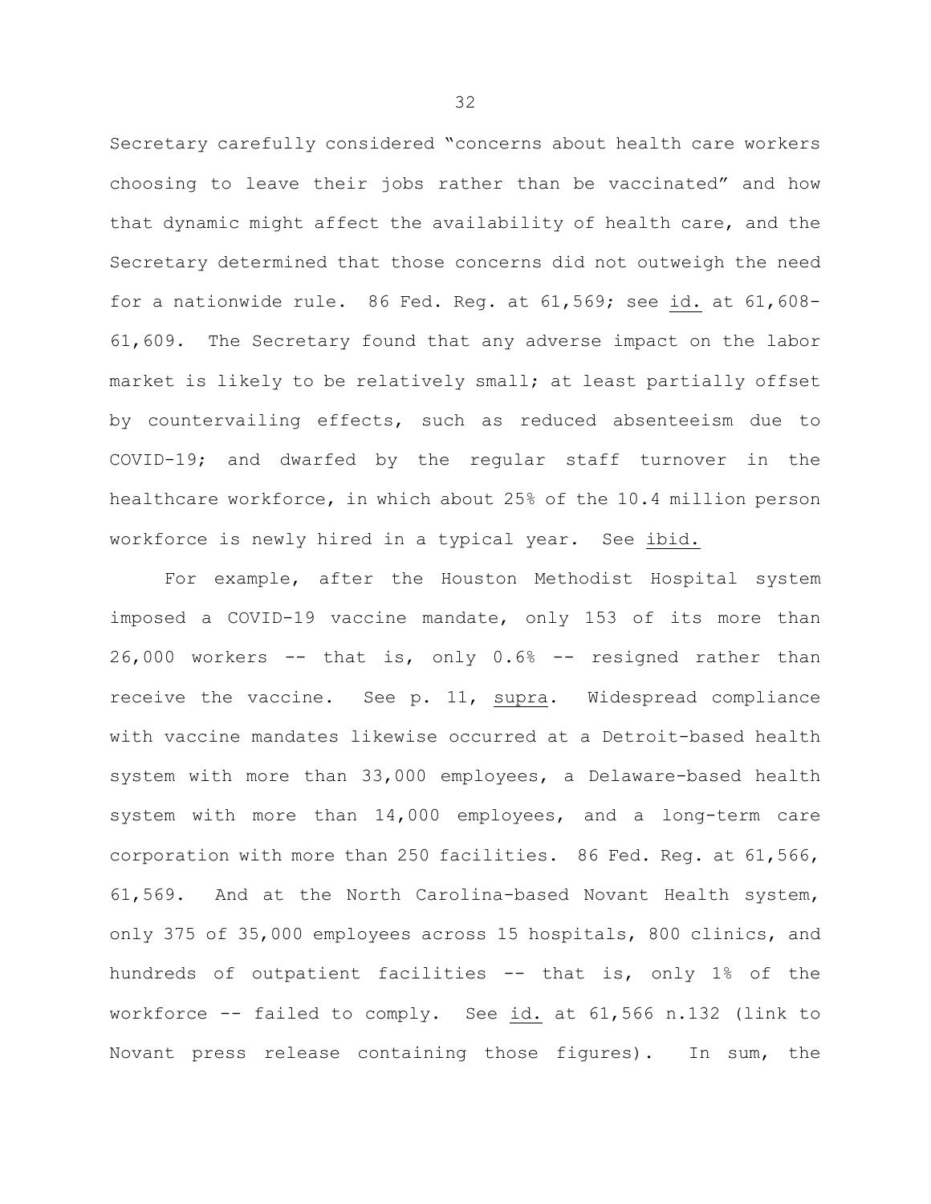Secretary carefully considered "concerns about health care workers choosing to leave their jobs rather than be vaccinated" and how that dynamic might affect the availability of health care, and the Secretary determined that those concerns did not outweigh the need for a nationwide rule. 86 Fed. Reg. at 61,569; see id. at 61,608-61,609. The Secretary found that any adverse impact on the labor market is likely to be relatively small; at least partially offset by countervailing effects, such as reduced absenteeism due to COVID-19; and dwarfed by the regular staff turnover in the healthcare workforce, in which about 25% of the 10.4 million person workforce is newly hired in a typical year. See ibid.

For example, after the Houston Methodist Hospital system imposed a COVID-19 vaccine mandate, only 153 of its more than 26,000 workers -- that is, only 0.6% -- resigned rather than receive the vaccine. See p. 11, supra. Widespread compliance with vaccine mandates likewise occurred at a Detroit-based health system with more than 33,000 employees, a Delaware-based health system with more than 14,000 employees, and a long-term care corporation with more than 250 facilities. 86 Fed. Reg. at 61,566, 61,569. And at the North Carolina-based Novant Health system, only 375 of 35,000 employees across 15 hospitals, 800 clinics, and hundreds of outpatient facilities -- that is, only 1% of the workforce -- failed to comply. See id. at 61,566 n.132 (link to Novant press release containing those figures). In sum, the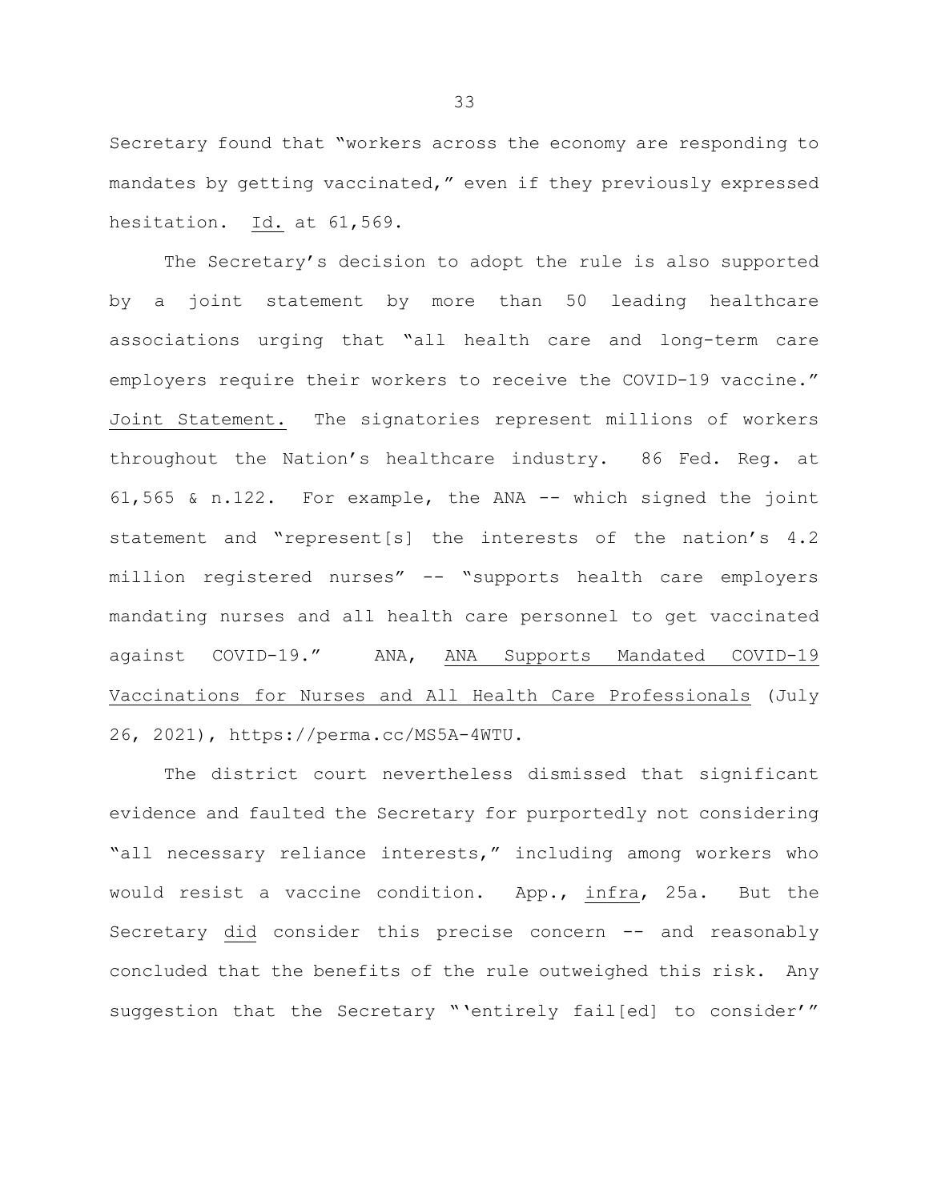Secretary found that "workers across the economy are responding to mandates by getting vaccinated," even if they previously expressed hesitation. Id. at 61,569.

The Secretary's decision to adopt the rule is also supported by a joint statement by more than 50 leading healthcare associations urging that "all health care and long-term care employers require their workers to receive the COVID-19 vaccine." Joint Statement. The signatories represent millions of workers throughout the Nation's healthcare industry. 86 Fed. Reg. at 61,565 & n.122. For example, the ANA -- which signed the joint statement and "represent[s] the interests of the nation's 4.2 million registered nurses" -- "supports health care employers mandating nurses and all health care personnel to get vaccinated against COVID-19." ANA, ANA Supports Mandated COVID-19 Vaccinations for Nurses and All Health Care Professionals (July 26, 2021), https://perma.cc/MS5A-4WTU.

The district court nevertheless dismissed that significant evidence and faulted the Secretary for purportedly not considering "all necessary reliance interests," including among workers who would resist a vaccine condition. App., infra, 25a. But the Secretary did consider this precise concern -- and reasonably concluded that the benefits of the rule outweighed this risk. Any suggestion that the Secretary "'entirely fail[ed] to consider'"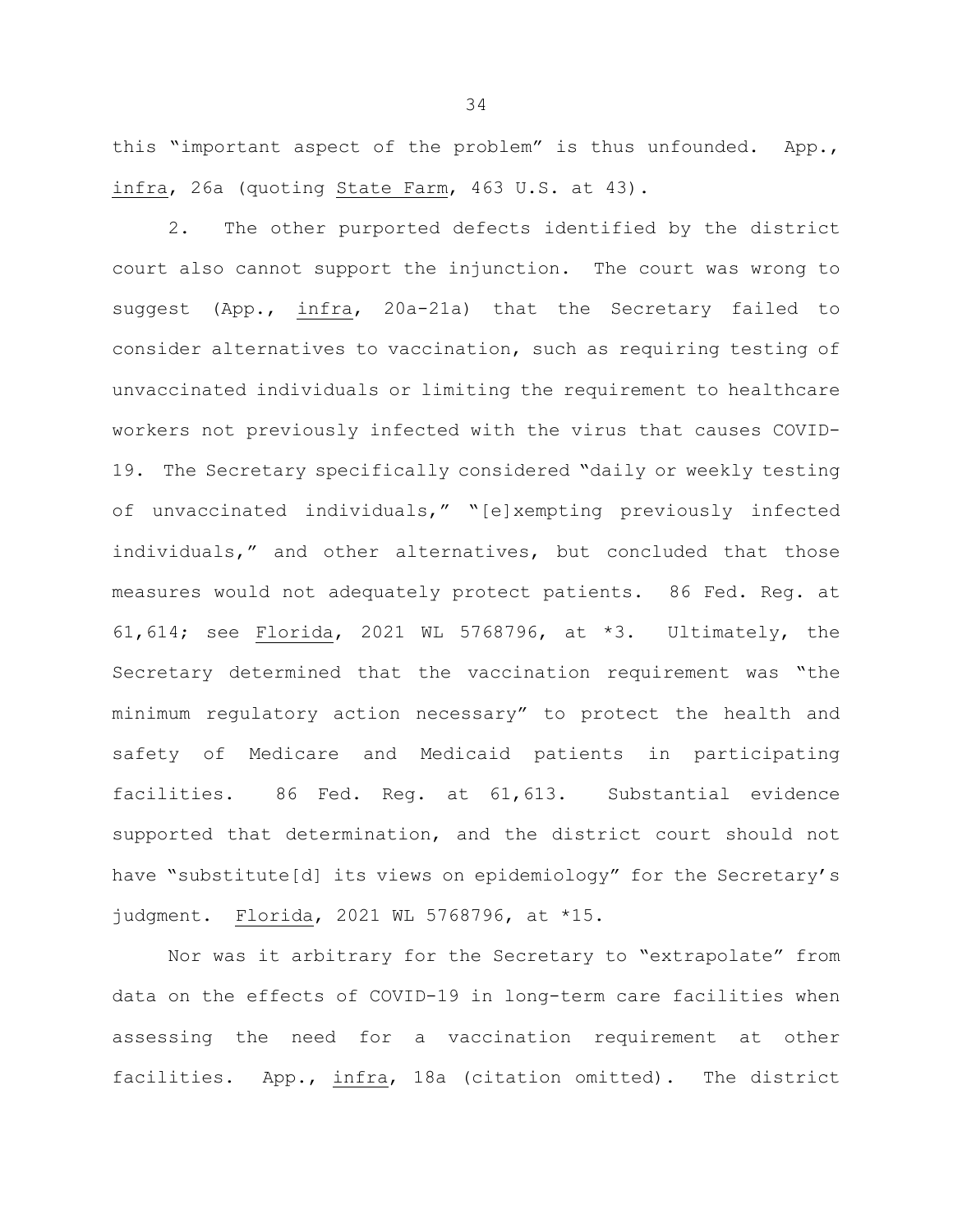this "important aspect of the problem" is thus unfounded. App., _infra_, 26a (quoting _State Farm_, 463 U.S. at 43).

2. The other purported defects identified by the district court also cannot support the injunction. The court was wrong to suggest (App., _infra_, 20a-21a) that the Secretary failed to consider alternatives to vaccination, such as requiring testing of unvaccinated individuals or limiting the requirement to healthcare workers not previously infected with the virus that causes COVID-19. The Secretary specifically considered "daily or weekly testing of unvaccinated individuals," "[e]xempting previously infected individuals," and other alternatives, but concluded that those measures would not adequately protect patients. 86 Fed. Reg. at 61,614; see _Florida_, 2021 WL 5768796, at *3. Ultimately, the Secretary determined that the vaccination requirement was "the minimum regulatory action necessary" to protect the health and safety of Medicare and Medicaid patients in participating facilities. 86 Fed. Reg. at 61,613. Substantial evidence supported that determination, and the district court should not have "substitute[d] its views on epidemiology" for the Secretary's judgment. _Florida_, 2021 WL 5768796, at *15.

Nor was it arbitrary for the Secretary to "extrapolate" from data on the effects of COVID-19 in long-term care facilities when assessing the need for a vaccination requirement at other facilities. App., _infra_, 18a (citation omitted). The district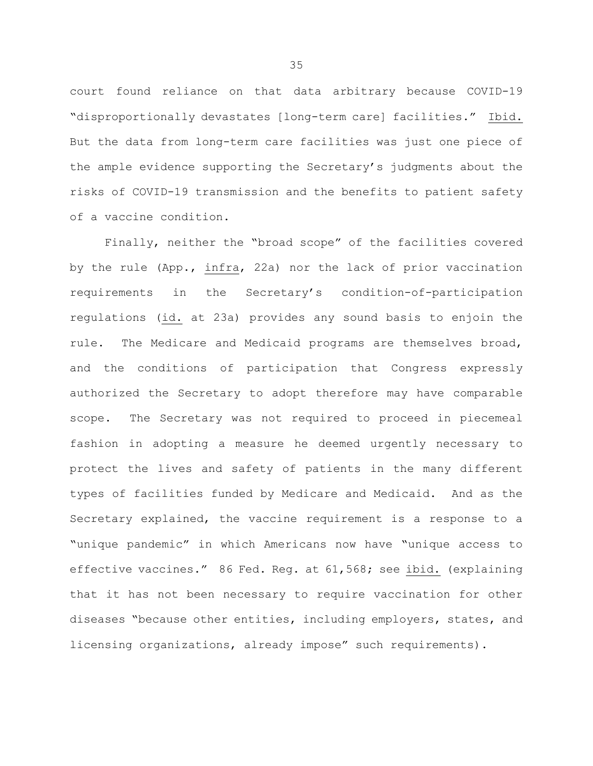court found reliance on that data arbitrary because COVID-19 "disproportionally devastates [long-term care] facilities." *Ibid.* But the data from long-term care facilities was just one piece of the ample evidence supporting the Secretary's judgments about the risks of COVID-19 transmission and the benefits to patient safety of a vaccine condition.

Finally, neither the "broad scope" of the facilities covered by the rule (App., *infra*, 22a) nor the lack of prior vaccination requirements in the Secretary's condition-of-participation regulations (*id.* at 23a) provides any sound basis to enjoin the rule. The Medicare and Medicaid programs are themselves broad, and the conditions of participation that Congress expressly authorized the Secretary to adopt therefore may have comparable scope. The Secretary was not required to proceed in piecemeal fashion in adopting a measure he deemed urgently necessary to protect the lives and safety of patients in the many different types of facilities funded by Medicare and Medicaid. And as the Secretary explained, the vaccine requirement is a response to a "unique pandemic" in which Americans now have "unique access to effective vaccines." 86 Fed. Reg. at 61,568; see *ibid.* (explaining that it has not been necessary to require vaccination for other diseases "because other entities, including employers, states, and licensing organizations, already impose" such requirements).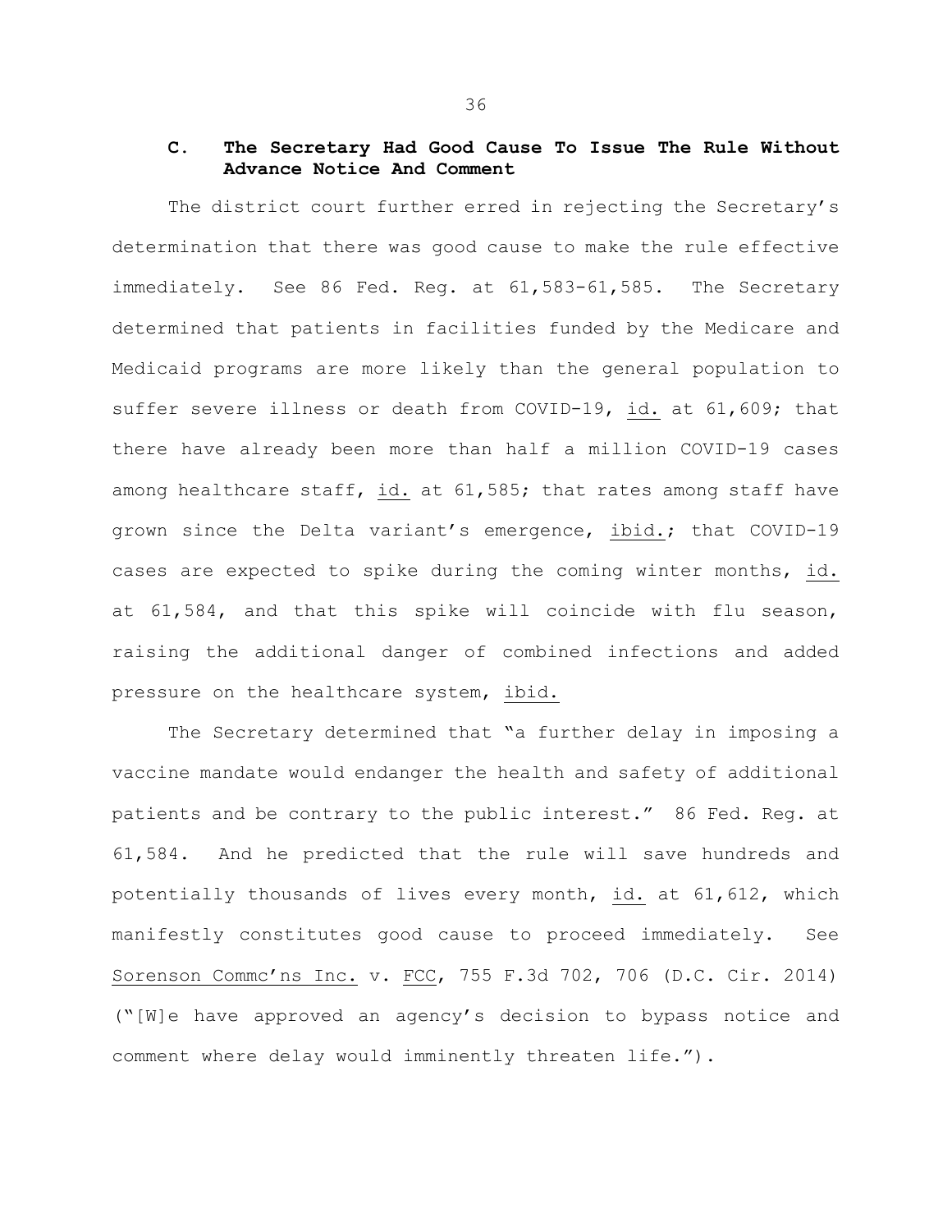### C. The Secretary Had Good Cause To Issue The Rule Without Advance Notice And Comment

The district court further erred in rejecting the Secretary's determination that there was good cause to make the rule effective immediately. See 86 Fed. Reg. at 61,583-61,585. The Secretary determined that patients in facilities funded by the Medicare and Medicaid programs are more likely than the general population to suffer severe illness or death from COVID-19, id. at 61,609; that there have already been more than half a million COVID-19 cases among healthcare staff, id. at 61,585; that rates among staff have grown since the Delta variant's emergence, ibid.; that COVID-19 cases are expected to spike during the coming winter months, id. at 61,584, and that this spike will coincide with flu season, raising the additional danger of combined infections and added pressure on the healthcare system, ibid.

The Secretary determined that "a further delay in imposing a vaccine mandate would endanger the health and safety of additional patients and be contrary to the public interest." 86 Fed. Reg. at 61,584. And he predicted that the rule will save hundreds and potentially thousands of lives every month, id. at 61,612, which manifestly constitutes good cause to proceed immediately. See Sorenson Commc'ns Inc. v. FCC, 755 F.3d 702, 706 (D.C. Cir. 2014) ("[W]e have approved an agency's decision to bypass notice and comment where delay would imminently threaten life.").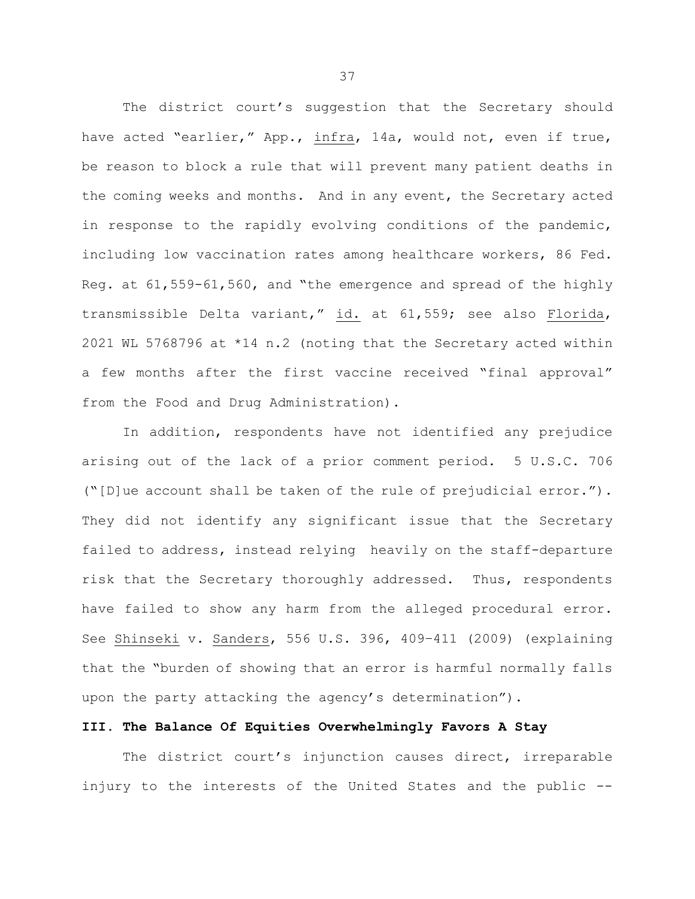The district court's suggestion that the Secretary should have acted "earlier," App., infra, 14a, would not, even if true, be reason to block a rule that will prevent many patient deaths in the coming weeks and months. And in any event, the Secretary acted in response to the rapidly evolving conditions of the pandemic, including low vaccination rates among healthcare workers, 86 Fed. Reg. at 61,559-61,560, and "the emergence and spread of the highly transmissible Delta variant," id. at 61,559; see also Florida, 2021 WL 5768796 at *14 n.2 (noting that the Secretary acted within a few months after the first vaccine received "final approval" from the Food and Drug Administration).

In addition, respondents have not identified any prejudice arising out of the lack of a prior comment period. 5 U.S.C. 706 ("[D]ue account shall be taken of the rule of prejudicial error."). They did not identify any significant issue that the Secretary failed to address, instead relying heavily on the staff-departure risk that the Secretary thoroughly addressed. Thus, respondents have failed to show any harm from the alleged procedural error. See Shinseki v. Sanders, 556 U.S. 396, 409–411 (2009) (explaining that the "burden of showing that an error is harmful normally falls upon the party attacking the agency's determination").

### III. The Balance Of Equities Overwhelmingly Favors A Stay

The district court's injunction causes direct, irreparable injury to the interests of the United States and the public --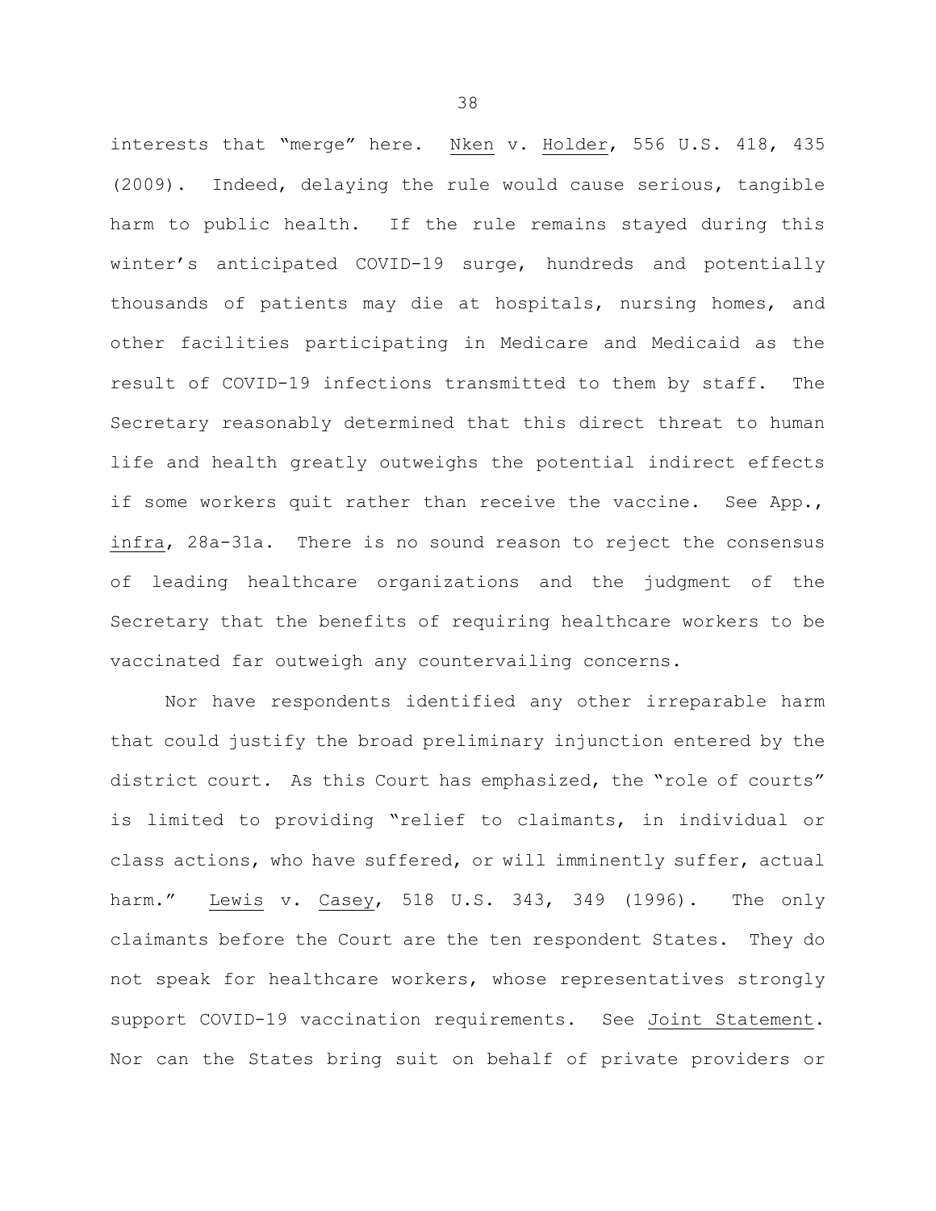interests that "merge" here. Nken v. Holder, 556 U.S. 418, 435 (2009). Indeed, delaying the rule would cause serious, tangible harm to public health. If the rule remains stayed during this winter's anticipated COVID-19 surge, hundreds and potentially thousands of patients may die at hospitals, nursing homes, and other facilities participating in Medicare and Medicaid as the result of COVID-19 infections transmitted to them by staff. The Secretary reasonably determined that this direct threat to human life and health greatly outweighs the potential indirect effects if some workers quit rather than receive the vaccine. See App., infra, 28a-31a. There is no sound reason to reject the consensus of leading healthcare organizations and the judgment of the Secretary that the benefits of requiring healthcare workers to be vaccinated far outweigh any countervailing concerns.

Nor have respondents identified any other irreparable harm that could justify the broad preliminary injunction entered by the district court. As this Court has emphasized, the "role of courts" is limited to providing "relief to claimants, in individual or class actions, who have suffered, or will imminently suffer, actual harm." Lewis v. Casey, 518 U.S. 343, 349 (1996). The only claimants before the Court are the ten respondent States. They do not speak for healthcare workers, whose representatives strongly support COVID-19 vaccination requirements. See Joint Statement. Nor can the States bring suit on behalf of private providers or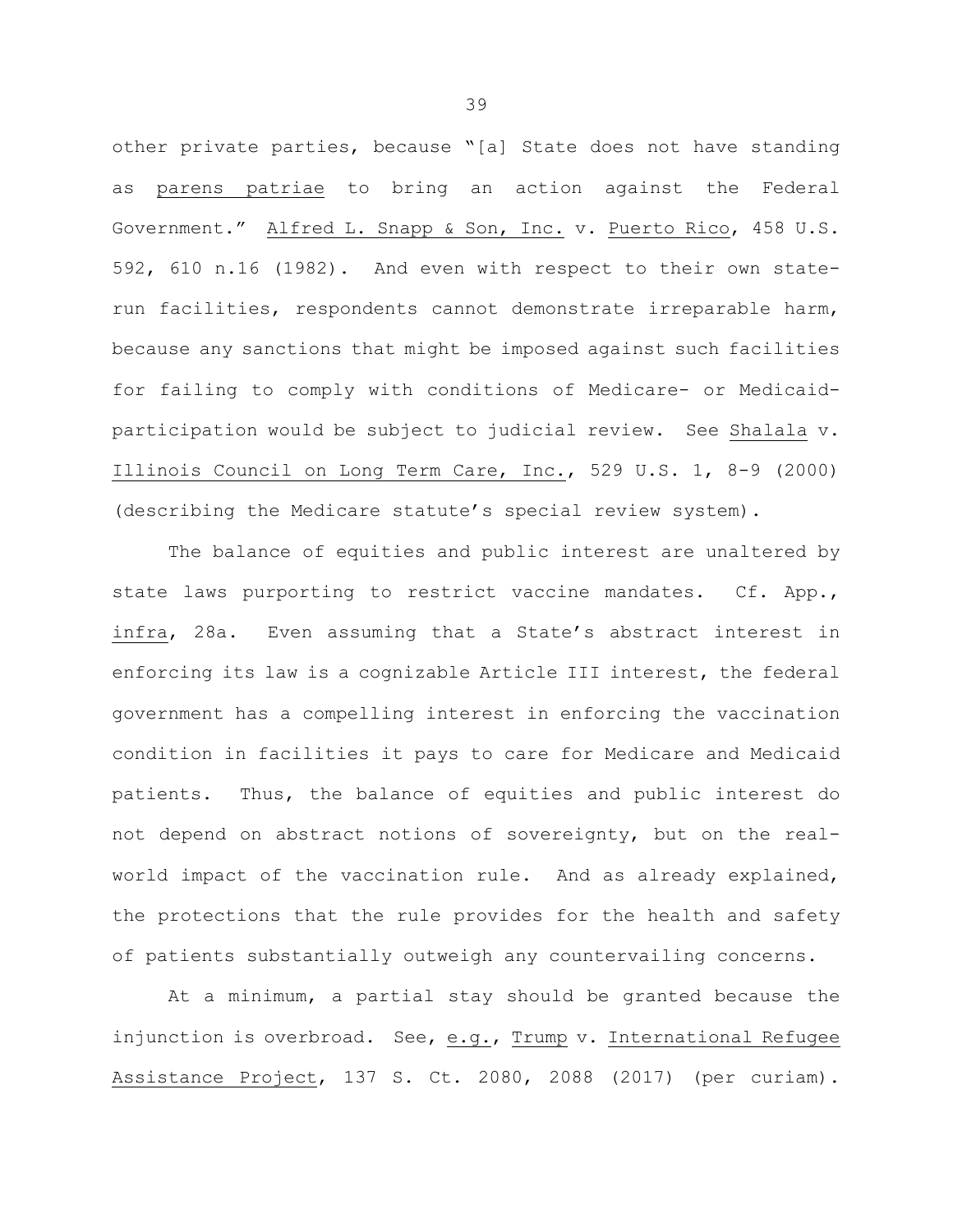other private parties, because "[a] State does not have standing as parens patriae to bring an action against the Federal Government." Alfred L. Snapp & Son, Inc. v. Puerto Rico, 458 U.S. 592, 610 n.16 (1982). And even with respect to their own state-run facilities, respondents cannot demonstrate irreparable harm, because any sanctions that might be imposed against such facilities for failing to comply with conditions of Medicare- or Medicaid-participation would be subject to judicial review. See Shalala v. Illinois Council on Long Term Care, Inc., 529 U.S. 1, 8-9 (2000) (describing the Medicare statute's special review system).

The balance of equities and public interest are unaltered by state laws purporting to restrict vaccine mandates. Cf. App., infra, 28a. Even assuming that a State's abstract interest in enforcing its law is a cognizable Article III interest, the federal government has a compelling interest in enforcing the vaccination condition in facilities it pays to care for Medicare and Medicaid patients. Thus, the balance of equities and public interest do not depend on abstract notions of sovereignty, but on the real-world impact of the vaccination rule. And as already explained, the protections that the rule provides for the health and safety of patients substantially outweigh any countervailing concerns.

At a minimum, a partial stay should be granted because the injunction is overbroad. See, e.g., Trump v. International Refugee Assistance Project, 137 S. Ct. 2080, 2088 (2017) (per curiam).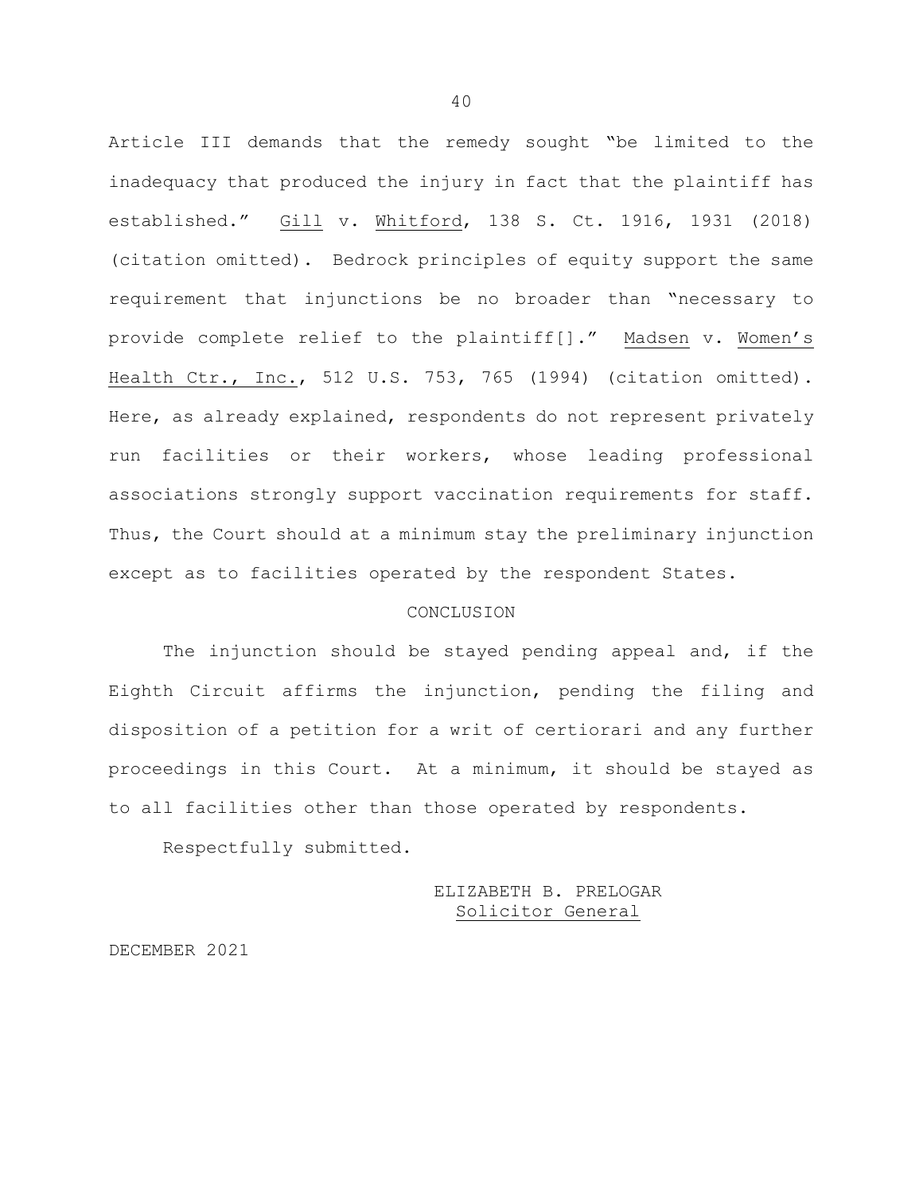Article III demands that the remedy sought "be limited to the inadequacy that produced the injury in fact that the plaintiff has established." Gill v. Whitford, 138 S. Ct. 1916, 1931 (2018) (citation omitted). Bedrock principles of equity support the same requirement that injunctions be no broader than "necessary to provide complete relief to the plaintiff[]." Madsen v. Women's Health Ctr., Inc., 512 U.S. 753, 765 (1994) (citation omitted). Here, as already explained, respondents do not represent privately run facilities or their workers, whose leading professional associations strongly support vaccination requirements for staff. Thus, the Court should at a minimum stay the preliminary injunction except as to facilities operated by the respondent States.

## CONCLUSION

The injunction should be stayed pending appeal and, if the Eighth Circuit affirms the injunction, pending the filing and disposition of a petition for a writ of certiorari and any further proceedings in this Court. At a minimum, it should be stayed as to all facilities other than those operated by respondents.

Respectfully submitted.

ELIZABETH B. PRELOGAR
Solicitor General

DECEMBER 2021